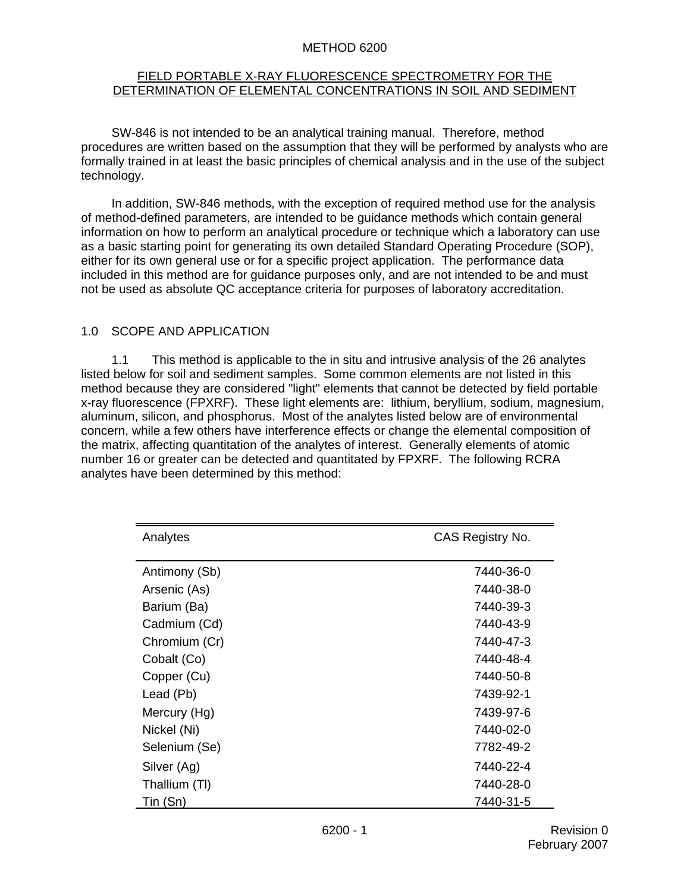# METHOD 6200

## FIELD PORTABLE X-RAY FLUORESCENCE SPECTROMETRY FOR THE DETERMINATION OF ELEMENTAL CONCENTRATIONS IN SOIL AND SEDIMENT

SW-846 is not intended to be an analytical training manual. Therefore, method procedures are written based on the assumption that they will be performed by analysts who are formally trained in at least the basic principles of chemical analysis and in the use of the subject technology.

In addition, SW-846 methods, with the exception of required method use for the analysis of method-defined parameters, are intended to be guidance methods which contain general information on how to perform an analytical procedure or technique which a laboratory can use as a basic starting point for generating its own detailed Standard Operating Procedure (SOP), either for its own general use or for a specific project application. The performance data included in this method are for guidance purposes only, and are not intended to be and must not be used as absolute QC acceptance criteria for purposes of laboratory accreditation.

## 1.0 SCOPE AND APPLICATION

1.1 This method is applicable to the in situ and intrusive analysis of the 26 analytes listed below for soil and sediment samples. Some common elements are not listed in this method because they are considered "light" elements that cannot be detected by field portable x-ray fluorescence (FPXRF). These light elements are: lithium, beryllium, sodium, magnesium, aluminum, silicon, and phosphorus. Most of the analytes listed below are of environmental concern, while a few others have interference effects or change the elemental composition of the matrix, affecting quantitation of the analytes of interest. Generally elements of atomic number 16 or greater can be detected and quantitated by FPXRF. The following RCRA analytes have been determined by this method:

| Analytes | CAS Registry No. |
|---|---|
| Antimony (Sb) | 7440-36-0 |
| Arsenic (As) | 7440-38-0 |
| Barium (Ba) | 7440-39-3 |
| Cadmium (Cd) | 7440-43-9 |
| Chromium (Cr) | 7440-47-3 |
| Cobalt (Co) | 7440-48-4 |
| Copper (Cu) | 7440-50-8 |
| Lead (Pb) | 7439-92-1 |
| Mercury (Hg) | 7439-97-6 |
| Nickel (Ni) | 7440-02-0 |
| Selenium (Se) | 7782-49-2 |
| Silver (Ag) | 7440-22-4 |
| Thallium (Tl) | 7440-28-0 |
| Tin (Sn) | 7440-31-5 |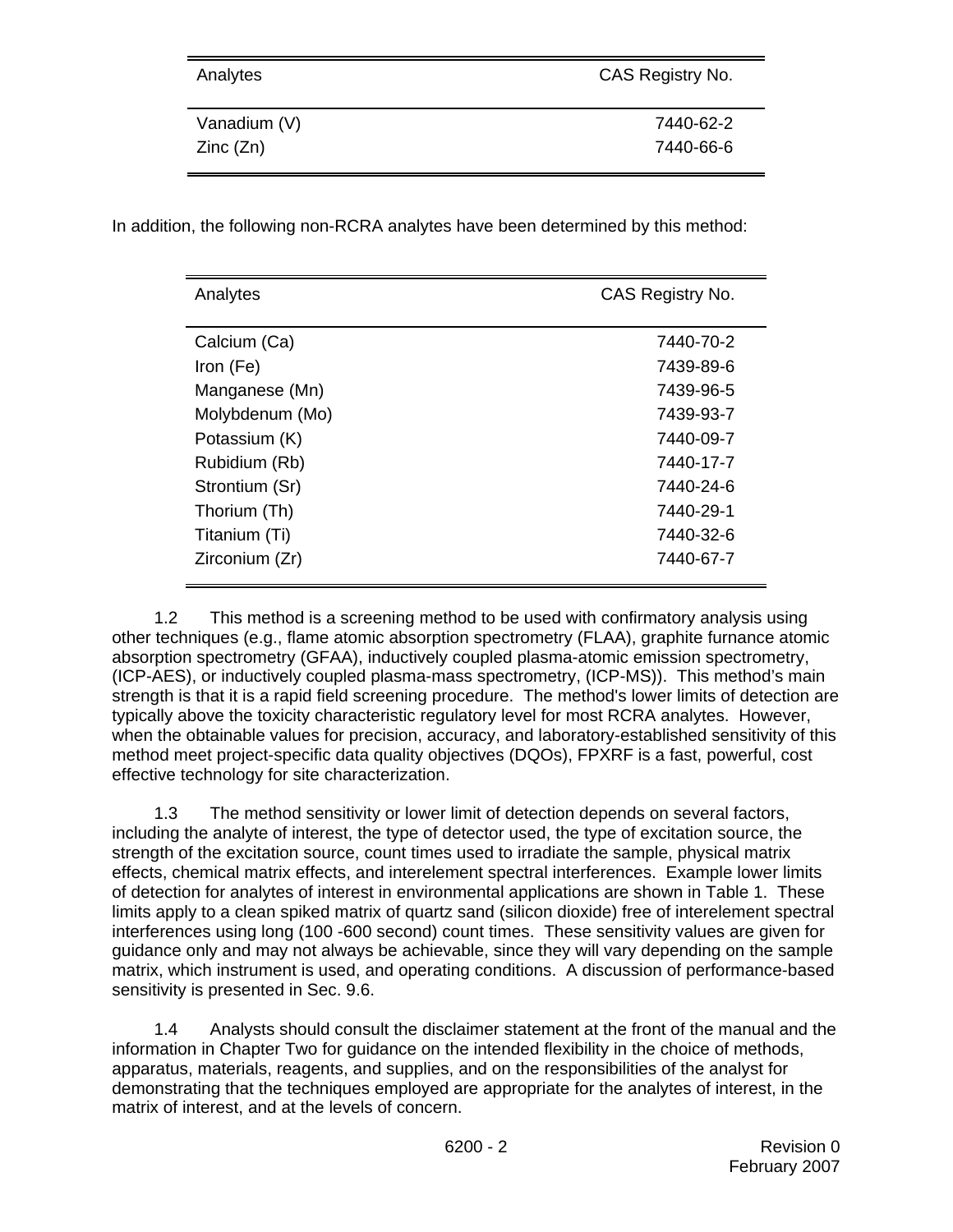| Analytes | CAS Registry No. |
|---|---|
| Vanadium (V) | 7440-62-2 |
| Zinc (Zn) | 7440-66-6 |

In addition, the following non-RCRA analytes have been determined by this method:

| Analytes | CAS Registry No. |
|---|---|
| Calcium (Ca) | 7440-70-2 |
| Iron (Fe) | 7439-89-6 |
| Manganese (Mn) | 7439-96-5 |
| Molybdenum (Mo) | 7439-93-7 |
| Potassium (K) | 7440-09-7 |
| Rubidium (Rb) | 7440-17-7 |
| Strontium (Sr) | 7440-24-6 |
| Thorium (Th) | 7440-29-1 |
| Titanium (Ti) | 7440-32-6 |
| Zirconium (Zr) | 7440-67-7 |

1.2 This method is a screening method to be used with confirmatory analysis using other techniques (e.g., flame atomic absorption spectrometry (FLAA), graphite furnance atomic absorption spectrometry (GFAA), inductively coupled plasma-atomic emission spectrometry, (ICP-AES), or inductively coupled plasma-mass spectrometry, (ICP-MS)). This method's main strength is that it is a rapid field screening procedure. The method's lower limits of detection are typically above the toxicity characteristic regulatory level for most RCRA analytes. However, when the obtainable values for precision, accuracy, and laboratory-established sensitivity of this method meet project-specific data quality objectives (DQOs), FPXRF is a fast, powerful, cost effective technology for site characterization.

1.3 The method sensitivity or lower limit of detection depends on several factors, including the analyte of interest, the type of detector used, the type of excitation source, the strength of the excitation source, count times used to irradiate the sample, physical matrix effects, chemical matrix effects, and interelement spectral interferences. Example lower limits of detection for analytes of interest in environmental applications are shown in Table 1. These limits apply to a clean spiked matrix of quartz sand (silicon dioxide) free of interelement spectral interferences using long (100 -600 second) count times. These sensitivity values are given for guidance only and may not always be achievable, since they will vary depending on the sample matrix, which instrument is used, and operating conditions. A discussion of performance-based sensitivity is presented in Sec. 9.6.

1.4 Analysts should consult the disclaimer statement at the front of the manual and the information in Chapter Two for guidance on the intended flexibility in the choice of methods, apparatus, materials, reagents, and supplies, and on the responsibilities of the analyst for demonstrating that the techniques employed are appropriate for the analytes of interest, in the matrix of interest, and at the levels of concern.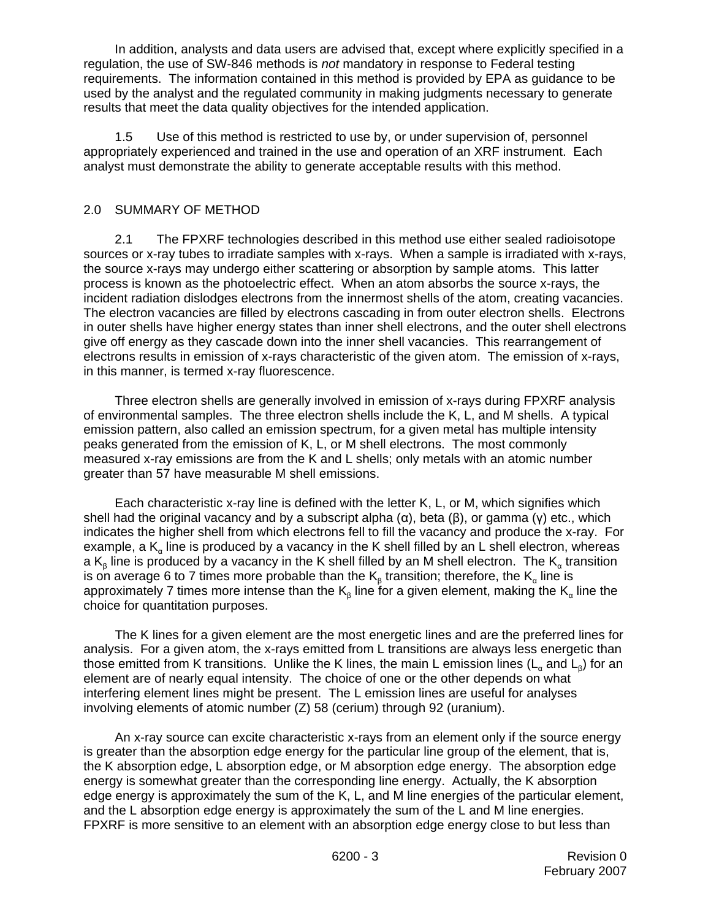In addition, analysts and data users are advised that, except where explicitly specified in a regulation, the use of SW-846 methods is *not* mandatory in response to Federal testing requirements. The information contained in this method is provided by EPA as guidance to be used by the analyst and the regulated community in making judgments necessary to generate results that meet the data quality objectives for the intended application.

1.5 Use of this method is restricted to use by, or under supervision of, personnel appropriately experienced and trained in the use and operation of an XRF instrument. Each analyst must demonstrate the ability to generate acceptable results with this method.

## 2.0 SUMMARY OF METHOD

2.1 The FPXRF technologies described in this method use either sealed radioisotope sources or x-ray tubes to irradiate samples with x-rays. When a sample is irradiated with x-rays, the source x-rays may undergo either scattering or absorption by sample atoms. This latter process is known as the photoelectric effect. When an atom absorbs the source x-rays, the incident radiation dislodges electrons from the innermost shells of the atom, creating vacancies. The electron vacancies are filled by electrons cascading in from outer electron shells. Electrons in outer shells have higher energy states than inner shell electrons, and the outer shell electrons give off energy as they cascade down into the inner shell vacancies. This rearrangement of electrons results in emission of x-rays characteristic of the given atom. The emission of x-rays, in this manner, is termed x-ray fluorescence.

Three electron shells are generally involved in emission of x-rays during FPXRF analysis of environmental samples. The three electron shells include the K, L, and M shells. A typical emission pattern, also called an emission spectrum, for a given metal has multiple intensity peaks generated from the emission of K, L, or M shell electrons. The most commonly measured x-ray emissions are from the K and L shells; only metals with an atomic number greater than 57 have measurable M shell emissions.

Each characteristic x-ray line is defined with the letter K, L, or M, which signifies which shell had the original vacancy and by a subscript alpha (α), beta (β), or gamma (γ) etc., which indicates the higher shell from which electrons fell to fill the vacancy and produce the x-ray. For example, a $K_\alpha$ line is produced by a vacancy in the K shell filled by an L shell electron, whereas a $K_\beta$ line is produced by a vacancy in the K shell filled by an M shell electron. The $K_\alpha$ transition is on average 6 to 7 times more probable than the $K_\beta$ transition; therefore, the $K_\alpha$ line is approximately 7 times more intense than the $K_\beta$ line for a given element, making the $K_\alpha$ line the choice for quantitation purposes.

The K lines for a given element are the most energetic lines and are the preferred lines for analysis. For a given atom, the x-rays emitted from L transitions are always less energetic than those emitted from K transitions. Unlike the K lines, the main L emission lines ($L_\alpha$ and $L_\beta$) for an element are of nearly equal intensity. The choice of one or the other depends on what interfering element lines might be present. The L emission lines are useful for analyses involving elements of atomic number (Z) 58 (cerium) through 92 (uranium).

An x-ray source can excite characteristic x-rays from an element only if the source energy is greater than the absorption edge energy for the particular line group of the element, that is, the K absorption edge, L absorption edge, or M absorption edge energy. The absorption edge energy is somewhat greater than the corresponding line energy. Actually, the K absorption edge energy is approximately the sum of the K, L, and M line energies of the particular element, and the L absorption edge energy is approximately the sum of the L and M line energies. FPXRF is more sensitive to an element with an absorption edge energy close to but less than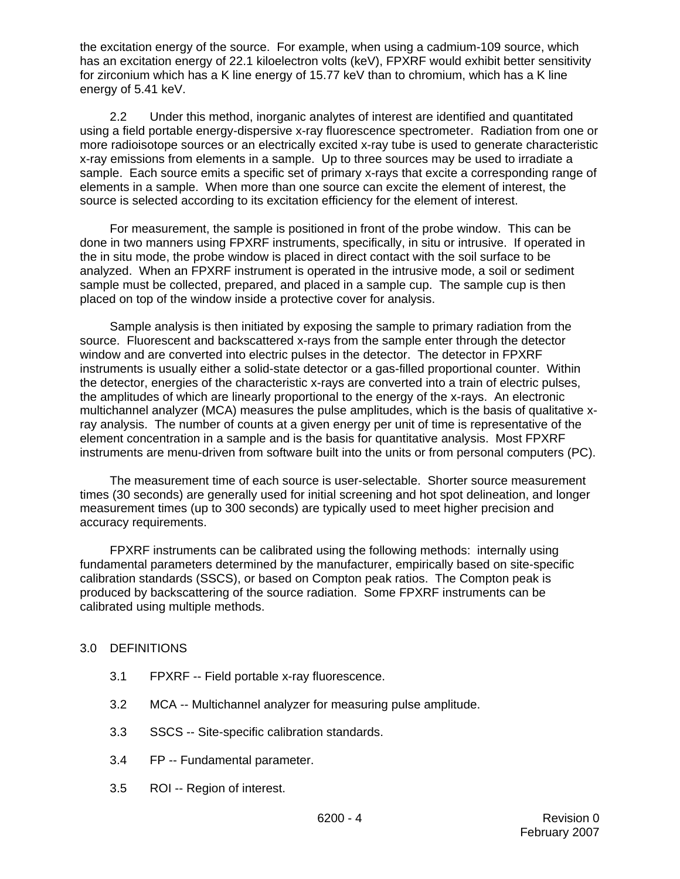the excitation energy of the source. For example, when using a cadmium-109 source, which has an excitation energy of 22.1 kiloelectron volts (keV), FPXRF would exhibit better sensitivity for zirconium which has a K line energy of 15.77 keV than to chromium, which has a K line energy of 5.41 keV.

2.2 Under this method, inorganic analytes of interest are identified and quantitated using a field portable energy-dispersive x-ray fluorescence spectrometer. Radiation from one or more radioisotope sources or an electrically excited x-ray tube is used to generate characteristic x-ray emissions from elements in a sample. Up to three sources may be used to irradiate a sample. Each source emits a specific set of primary x-rays that excite a corresponding range of elements in a sample. When more than one source can excite the element of interest, the source is selected according to its excitation efficiency for the element of interest.

For measurement, the sample is positioned in front of the probe window. This can be done in two manners using FPXRF instruments, specifically, in situ or intrusive. If operated in the in situ mode, the probe window is placed in direct contact with the soil surface to be analyzed. When an FPXRF instrument is operated in the intrusive mode, a soil or sediment sample must be collected, prepared, and placed in a sample cup. The sample cup is then placed on top of the window inside a protective cover for analysis.

Sample analysis is then initiated by exposing the sample to primary radiation from the source. Fluorescent and backscattered x-rays from the sample enter through the detector window and are converted into electric pulses in the detector. The detector in FPXRF instruments is usually either a solid-state detector or a gas-filled proportional counter. Within the detector, energies of the characteristic x-rays are converted into a train of electric pulses, the amplitudes of which are linearly proportional to the energy of the x-rays. An electronic multichannel analyzer (MCA) measures the pulse amplitudes, which is the basis of qualitative x-ray analysis. The number of counts at a given energy per unit of time is representative of the element concentration in a sample and is the basis for quantitative analysis. Most FPXRF instruments are menu-driven from software built into the units or from personal computers (PC).

The measurement time of each source is user-selectable. Shorter source measurement times (30 seconds) are generally used for initial screening and hot spot delineation, and longer measurement times (up to 300 seconds) are typically used to meet higher precision and accuracy requirements.

FPXRF instruments can be calibrated using the following methods: internally using fundamental parameters determined by the manufacturer, empirically based on site-specific calibration standards (SSCS), or based on Compton peak ratios. The Compton peak is produced by backscattering of the source radiation. Some FPXRF instruments can be calibrated using multiple methods.

## 3.0 DEFINITIONS

3.1 FPXRF -- Field portable x-ray fluorescence.

3.2 MCA -- Multichannel analyzer for measuring pulse amplitude.

3.3 SSCS -- Site-specific calibration standards.

3.4 FP -- Fundamental parameter.

3.5 ROI -- Region of interest.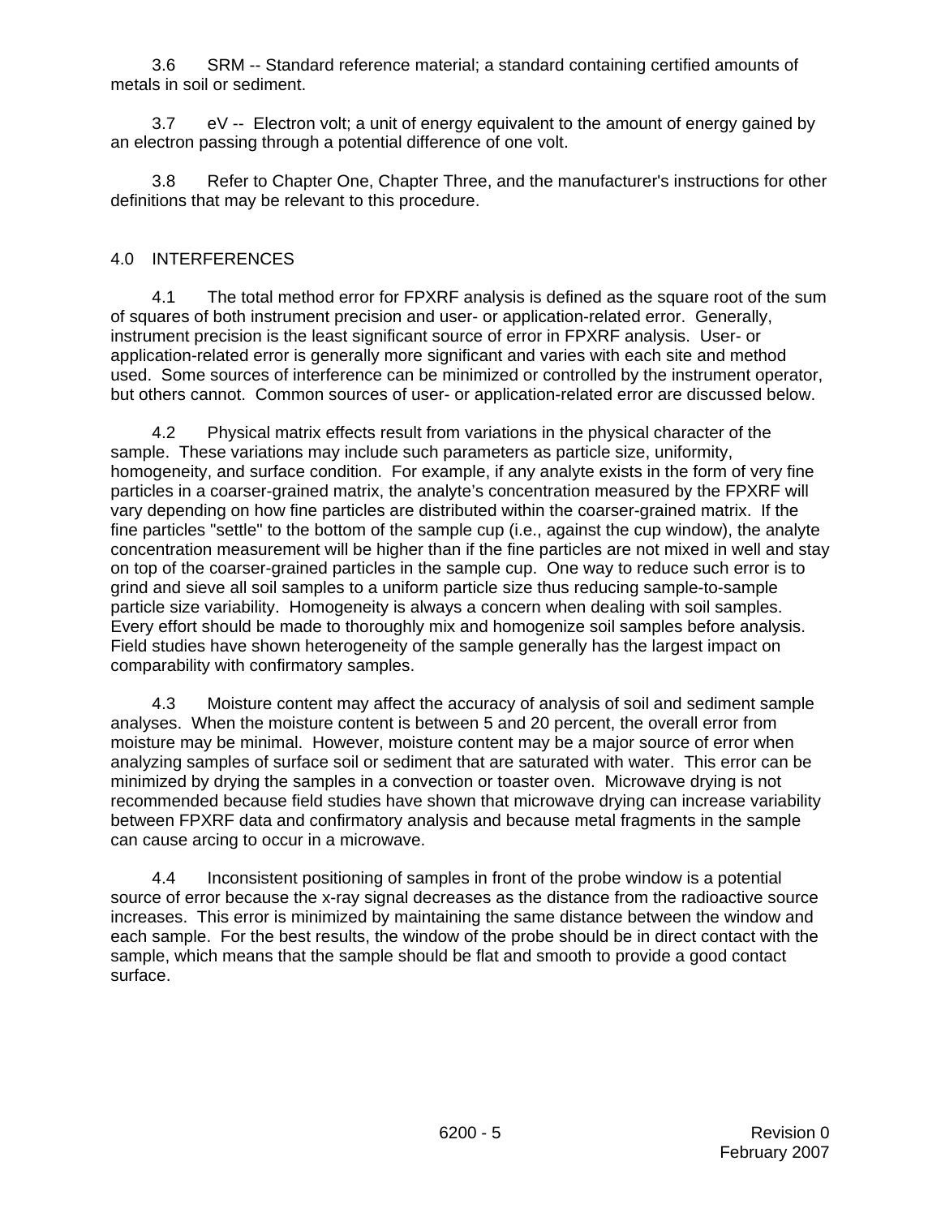3.6 SRM -- Standard reference material; a standard containing certified amounts of metals in soil or sediment.

3.7 eV -- Electron volt; a unit of energy equivalent to the amount of energy gained by an electron passing through a potential difference of one volt.

3.8 Refer to Chapter One, Chapter Three, and the manufacturer's instructions for other definitions that may be relevant to this procedure.

## 4.0 INTERFERENCES

4.1 The total method error for FPXRF analysis is defined as the square root of the sum of squares of both instrument precision and user- or application-related error. Generally, instrument precision is the least significant source of error in FPXRF analysis. User- or application-related error is generally more significant and varies with each site and method used. Some sources of interference can be minimized or controlled by the instrument operator, but others cannot. Common sources of user- or application-related error are discussed below.

4.2 Physical matrix effects result from variations in the physical character of the sample. These variations may include such parameters as particle size, uniformity, homogeneity, and surface condition. For example, if any analyte exists in the form of very fine particles in a coarser-grained matrix, the analyte's concentration measured by the FPXRF will vary depending on how fine particles are distributed within the coarser-grained matrix. If the fine particles "settle" to the bottom of the sample cup (i.e., against the cup window), the analyte concentration measurement will be higher than if the fine particles are not mixed in well and stay on top of the coarser-grained particles in the sample cup. One way to reduce such error is to grind and sieve all soil samples to a uniform particle size thus reducing sample-to-sample particle size variability. Homogeneity is always a concern when dealing with soil samples. Every effort should be made to thoroughly mix and homogenize soil samples before analysis. Field studies have shown heterogeneity of the sample generally has the largest impact on comparability with confirmatory samples.

4.3 Moisture content may affect the accuracy of analysis of soil and sediment sample analyses. When the moisture content is between 5 and 20 percent, the overall error from moisture may be minimal. However, moisture content may be a major source of error when analyzing samples of surface soil or sediment that are saturated with water. This error can be minimized by drying the samples in a convection or toaster oven. Microwave drying is not recommended because field studies have shown that microwave drying can increase variability between FPXRF data and confirmatory analysis and because metal fragments in the sample can cause arcing to occur in a microwave.

4.4 Inconsistent positioning of samples in front of the probe window is a potential source of error because the x-ray signal decreases as the distance from the radioactive source increases. This error is minimized by maintaining the same distance between the window and each sample. For the best results, the window of the probe should be in direct contact with the sample, which means that the sample should be flat and smooth to provide a good contact surface.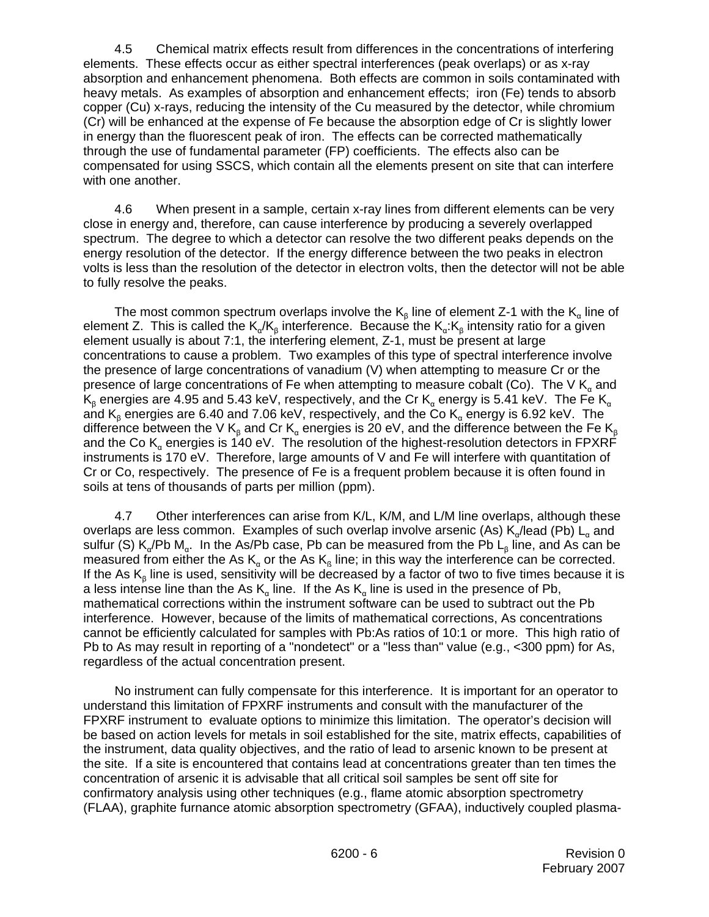4.5 Chemical matrix effects result from differences in the concentrations of interfering elements. These effects occur as either spectral interferences (peak overlaps) or as x-ray absorption and enhancement phenomena. Both effects are common in soils contaminated with heavy metals. As examples of absorption and enhancement effects; iron (Fe) tends to absorb copper (Cu) x-rays, reducing the intensity of the Cu measured by the detector, while chromium (Cr) will be enhanced at the expense of Fe because the absorption edge of Cr is slightly lower in energy than the fluorescent peak of iron. The effects can be corrected mathematically through the use of fundamental parameter (FP) coefficients. The effects also can be compensated for using SSCS, which contain all the elements present on site that can interfere with one another.

4.6 When present in a sample, certain x-ray lines from different elements can be very close in energy and, therefore, can cause interference by producing a severely overlapped spectrum. The degree to which a detector can resolve the two different peaks depends on the energy resolution of the detector. If the energy difference between the two peaks in electron volts is less than the resolution of the detector in electron volts, then the detector will not be able to fully resolve the peaks.

The most common spectrum overlaps involve the $K_\beta$ line of element Z-1 with the $K_\alpha$ line of element Z. This is called the $K_\alpha/K_\beta$ interference. Because the $K_\alpha:K_\beta$ intensity ratio for a given element usually is about 7:1, the interfering element, Z-1, must be present at large concentrations to cause a problem. Two examples of this type of spectral interference involve the presence of large concentrations of vanadium (V) when attempting to measure Cr or the presence of large concentrations of Fe when attempting to measure cobalt (Co). The V $K_\alpha$ and $K_\beta$ energies are 4.95 and 5.43 keV, respectively, and the Cr $K_\alpha$ energy is 5.41 keV. The Fe $K_\alpha$ and $K_\beta$ energies are 6.40 and 7.06 keV, respectively, and the Co $K_\alpha$ energy is 6.92 keV. The difference between the V $K_\beta$ and Cr $K_\alpha$ energies is 20 eV, and the difference between the Fe $K_\beta$ and the Co $K_\alpha$ energies is 140 eV. The resolution of the highest-resolution detectors in FPXRF instruments is 170 eV. Therefore, large amounts of V and Fe will interfere with quantitation of Cr or Co, respectively. The presence of Fe is a frequent problem because it is often found in soils at tens of thousands of parts per million (ppm).

4.7 Other interferences can arise from K/L, K/M, and L/M line overlaps, although these overlaps are less common. Examples of such overlap involve arsenic (As) $K_\alpha$/lead (Pb) $L_\alpha$ and sulfur (S) $K_\alpha$/Pb $M_\alpha$. In the As/Pb case, Pb can be measured from the Pb $L_\beta$ line, and As can be measured from either the As $K_\alpha$ or the As $K_\beta$ line; in this way the interference can be corrected. If the As $K_\beta$ line is used, sensitivity will be decreased by a factor of two to five times because it is a less intense line than the As $K_\alpha$ line. If the As $K_\alpha$ line is used in the presence of Pb, mathematical corrections within the instrument software can be used to subtract out the Pb interference. However, because of the limits of mathematical corrections, As concentrations cannot be efficiently calculated for samples with Pb:As ratios of 10:1 or more. This high ratio of Pb to As may result in reporting of a "nondetect" or a "less than" value (e.g., <300 ppm) for As, regardless of the actual concentration present.

No instrument can fully compensate for this interference. It is important for an operator to understand this limitation of FPXRF instruments and consult with the manufacturer of the FPXRF instrument to evaluate options to minimize this limitation. The operator's decision will be based on action levels for metals in soil established for the site, matrix effects, capabilities of the instrument, data quality objectives, and the ratio of lead to arsenic known to be present at the site. If a site is encountered that contains lead at concentrations greater than ten times the concentration of arsenic it is advisable that all critical soil samples be sent off site for confirmatory analysis using other techniques (e.g., flame atomic absorption spectrometry (FLAA), graphite furnance atomic absorption spectrometry (GFAA), inductively coupled plasma-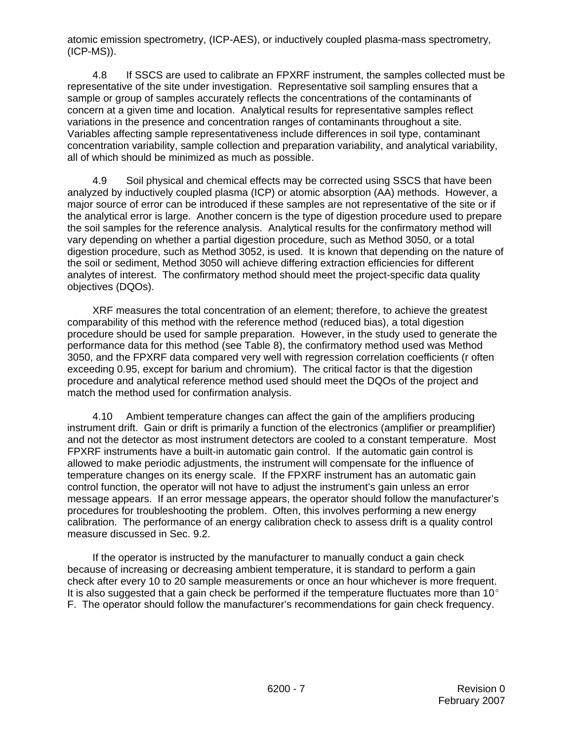atomic emission spectrometry, (ICP-AES), or inductively coupled plasma-mass spectrometry, (ICP-MS)).

4.8 If SSCS are used to calibrate an FPXRF instrument, the samples collected must be representative of the site under investigation. Representative soil sampling ensures that a sample or group of samples accurately reflects the concentrations of the contaminants of concern at a given time and location. Analytical results for representative samples reflect variations in the presence and concentration ranges of contaminants throughout a site. Variables affecting sample representativeness include differences in soil type, contaminant concentration variability, sample collection and preparation variability, and analytical variability, all of which should be minimized as much as possible.

4.9 Soil physical and chemical effects may be corrected using SSCS that have been analyzed by inductively coupled plasma (ICP) or atomic absorption (AA) methods. However, a major source of error can be introduced if these samples are not representative of the site or if the analytical error is large. Another concern is the type of digestion procedure used to prepare the soil samples for the reference analysis. Analytical results for the confirmatory method will vary depending on whether a partial digestion procedure, such as Method 3050, or a total digestion procedure, such as Method 3052, is used. It is known that depending on the nature of the soil or sediment, Method 3050 will achieve differing extraction efficiencies for different analytes of interest. The confirmatory method should meet the project-specific data quality objectives (DQOs).

XRF measures the total concentration of an element; therefore, to achieve the greatest comparability of this method with the reference method (reduced bias), a total digestion procedure should be used for sample preparation. However, in the study used to generate the performance data for this method (see Table 8), the confirmatory method used was Method 3050, and the FPXRF data compared very well with regression correlation coefficients (r often exceeding 0.95, except for barium and chromium). The critical factor is that the digestion procedure and analytical reference method used should meet the DQOs of the project and match the method used for confirmation analysis.

4.10 Ambient temperature changes can affect the gain of the amplifiers producing instrument drift. Gain or drift is primarily a function of the electronics (amplifier or preamplifier) and not the detector as most instrument detectors are cooled to a constant temperature. Most FPXRF instruments have a built-in automatic gain control. If the automatic gain control is allowed to make periodic adjustments, the instrument will compensate for the influence of temperature changes on its energy scale. If the FPXRF instrument has an automatic gain control function, the operator will not have to adjust the instrument's gain unless an error message appears. If an error message appears, the operator should follow the manufacturer's procedures for troubleshooting the problem. Often, this involves performing a new energy calibration. The performance of an energy calibration check to assess drift is a quality control measure discussed in Sec. 9.2.

If the operator is instructed by the manufacturer to manually conduct a gain check because of increasing or decreasing ambient temperature, it is standard to perform a gain check after every 10 to 20 sample measurements or once an hour whichever is more frequent. It is also suggested that a gain check be performed if the temperature fluctuates more than 10° F. The operator should follow the manufacturer's recommendations for gain check frequency.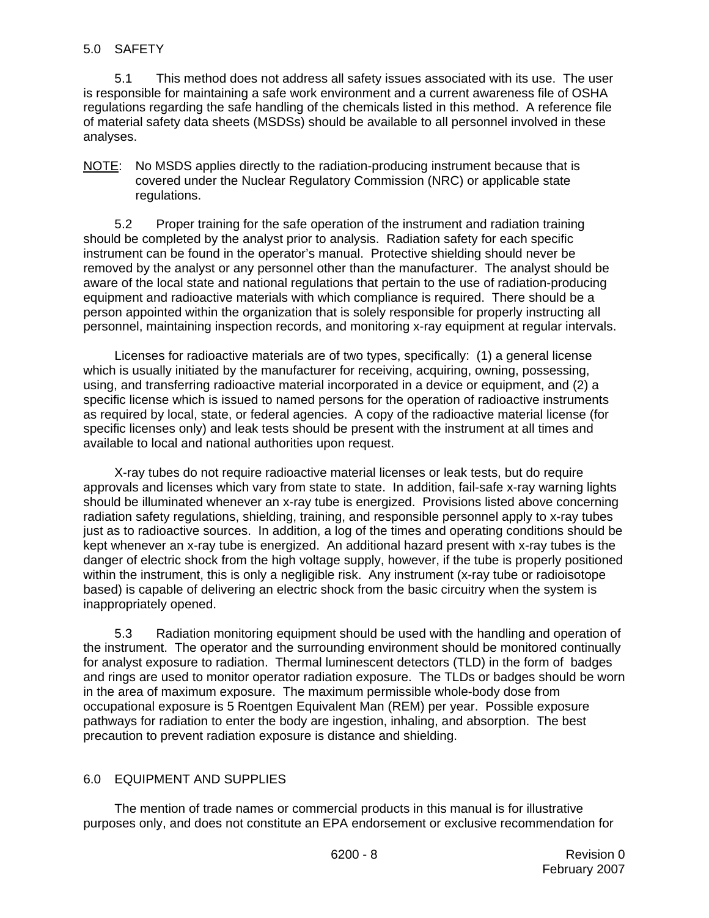## 5.0 SAFETY

5.1 This method does not address all safety issues associated with its use. The user is responsible for maintaining a safe work environment and a current awareness file of OSHA regulations regarding the safe handling of the chemicals listed in this method. A reference file of material safety data sheets (MSDSs) should be available to all personnel involved in these analyses.

NOTE: No MSDS applies directly to the radiation-producing instrument because that is covered under the Nuclear Regulatory Commission (NRC) or applicable state regulations.

5.2 Proper training for the safe operation of the instrument and radiation training should be completed by the analyst prior to analysis. Radiation safety for each specific instrument can be found in the operator's manual. Protective shielding should never be removed by the analyst or any personnel other than the manufacturer. The analyst should be aware of the local state and national regulations that pertain to the use of radiation-producing equipment and radioactive materials with which compliance is required. There should be a person appointed within the organization that is solely responsible for properly instructing all personnel, maintaining inspection records, and monitoring x-ray equipment at regular intervals.

Licenses for radioactive materials are of two types, specifically: (1) a general license which is usually initiated by the manufacturer for receiving, acquiring, owning, possessing, using, and transferring radioactive material incorporated in a device or equipment, and (2) a specific license which is issued to named persons for the operation of radioactive instruments as required by local, state, or federal agencies. A copy of the radioactive material license (for specific licenses only) and leak tests should be present with the instrument at all times and available to local and national authorities upon request.

X-ray tubes do not require radioactive material licenses or leak tests, but do require approvals and licenses which vary from state to state. In addition, fail-safe x-ray warning lights should be illuminated whenever an x-ray tube is energized. Provisions listed above concerning radiation safety regulations, shielding, training, and responsible personnel apply to x-ray tubes just as to radioactive sources. In addition, a log of the times and operating conditions should be kept whenever an x-ray tube is energized. An additional hazard present with x-ray tubes is the danger of electric shock from the high voltage supply, however, if the tube is properly positioned within the instrument, this is only a negligible risk. Any instrument (x-ray tube or radioisotope based) is capable of delivering an electric shock from the basic circuitry when the system is inappropriately opened.

5.3 Radiation monitoring equipment should be used with the handling and operation of the instrument. The operator and the surrounding environment should be monitored continually for analyst exposure to radiation. Thermal luminescent detectors (TLD) in the form of badges and rings are used to monitor operator radiation exposure. The TLDs or badges should be worn in the area of maximum exposure. The maximum permissible whole-body dose from occupational exposure is 5 Roentgen Equivalent Man (REM) per year. Possible exposure pathways for radiation to enter the body are ingestion, inhaling, and absorption. The best precaution to prevent radiation exposure is distance and shielding.

## 6.0 EQUIPMENT AND SUPPLIES

The mention of trade names or commercial products in this manual is for illustrative purposes only, and does not constitute an EPA endorsement or exclusive recommendation for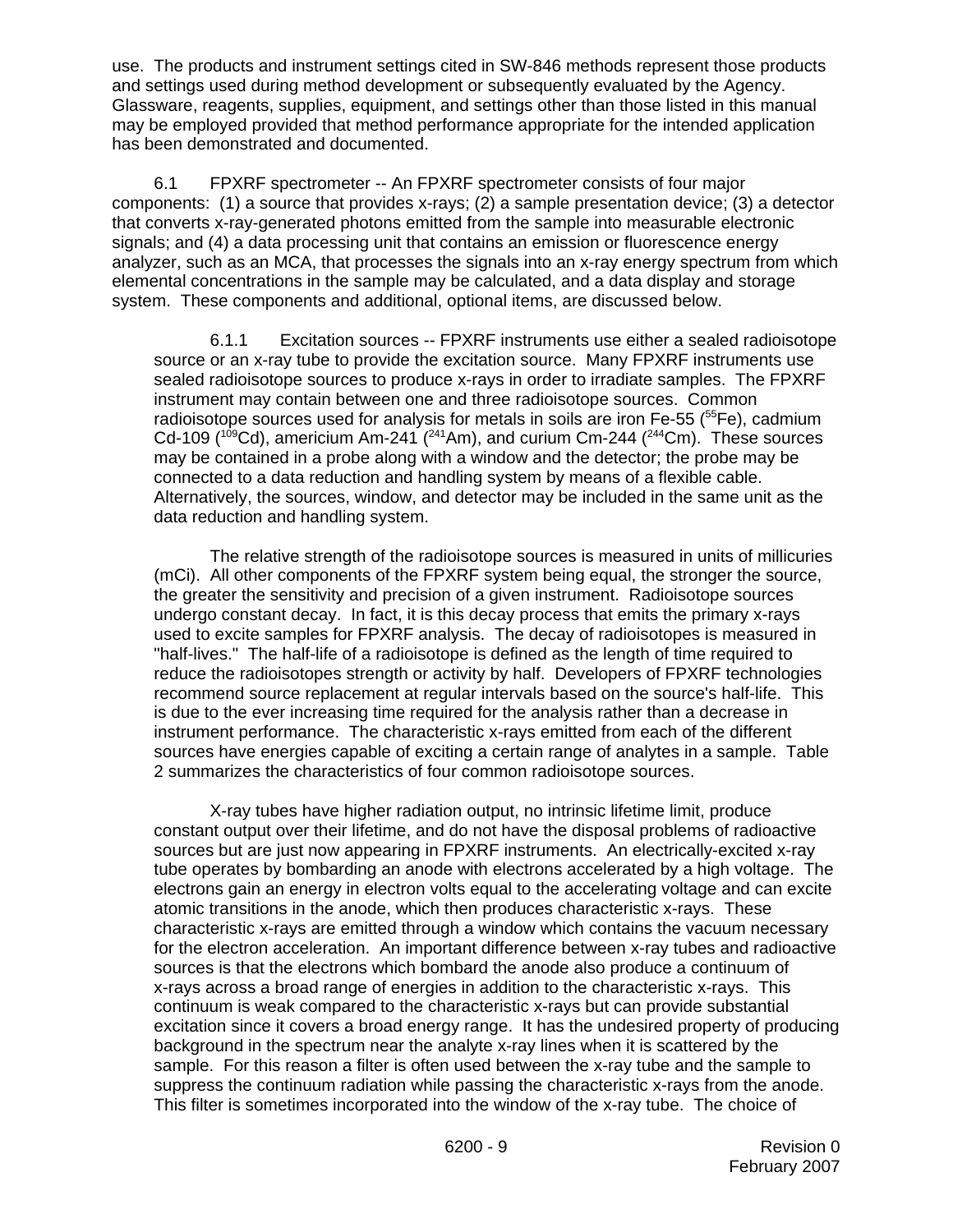use. The products and instrument settings cited in SW-846 methods represent those products and settings used during method development or subsequently evaluated by the Agency. Glassware, reagents, supplies, equipment, and settings other than those listed in this manual may be employed provided that method performance appropriate for the intended application has been demonstrated and documented.

6.1 FPXRF spectrometer -- An FPXRF spectrometer consists of four major components: (1) a source that provides x-rays; (2) a sample presentation device; (3) a detector that converts x-ray-generated photons emitted from the sample into measurable electronic signals; and (4) a data processing unit that contains an emission or fluorescence energy analyzer, such as an MCA, that processes the signals into an x-ray energy spectrum from which elemental concentrations in the sample may be calculated, and a data display and storage system. These components and additional, optional items, are discussed below.

6.1.1 Excitation sources -- FPXRF instruments use either a sealed radioisotope source or an x-ray tube to provide the excitation source. Many FPXRF instruments use sealed radioisotope sources to produce x-rays in order to irradiate samples. The FPXRF instrument may contain between one and three radioisotope sources. Common radioisotope sources used for analysis for metals in soils are iron Fe-55 ($^{55}$Fe), cadmium Cd-109 ($^{109}$Cd), americium Am-241 ($^{241}$Am), and curium Cm-244 ($^{244}$Cm). These sources may be contained in a probe along with a window and the detector; the probe may be connected to a data reduction and handling system by means of a flexible cable. Alternatively, the sources, window, and detector may be included in the same unit as the data reduction and handling system.

The relative strength of the radioisotope sources is measured in units of millicuries (mCi). All other components of the FPXRF system being equal, the stronger the source, the greater the sensitivity and precision of a given instrument. Radioisotope sources undergo constant decay. In fact, it is this decay process that emits the primary x-rays used to excite samples for FPXRF analysis. The decay of radioisotopes is measured in "half-lives." The half-life of a radioisotope is defined as the length of time required to reduce the radioisotopes strength or activity by half. Developers of FPXRF technologies recommend source replacement at regular intervals based on the source's half-life. This is due to the ever increasing time required for the analysis rather than a decrease in instrument performance. The characteristic x-rays emitted from each of the different sources have energies capable of exciting a certain range of analytes in a sample. Table 2 summarizes the characteristics of four common radioisotope sources.

X-ray tubes have higher radiation output, no intrinsic lifetime limit, produce constant output over their lifetime, and do not have the disposal problems of radioactive sources but are just now appearing in FPXRF instruments. An electrically-excited x-ray tube operates by bombarding an anode with electrons accelerated by a high voltage. The electrons gain an energy in electron volts equal to the accelerating voltage and can excite atomic transitions in the anode, which then produces characteristic x-rays. These characteristic x-rays are emitted through a window which contains the vacuum necessary for the electron acceleration. An important difference between x-ray tubes and radioactive sources is that the electrons which bombard the anode also produce a continuum of x-rays across a broad range of energies in addition to the characteristic x-rays. This continuum is weak compared to the characteristic x-rays but can provide substantial excitation since it covers a broad energy range. It has the undesired property of producing background in the spectrum near the analyte x-ray lines when it is scattered by the sample. For this reason a filter is often used between the x-ray tube and the sample to suppress the continuum radiation while passing the characteristic x-rays from the anode. This filter is sometimes incorporated into the window of the x-ray tube. The choice of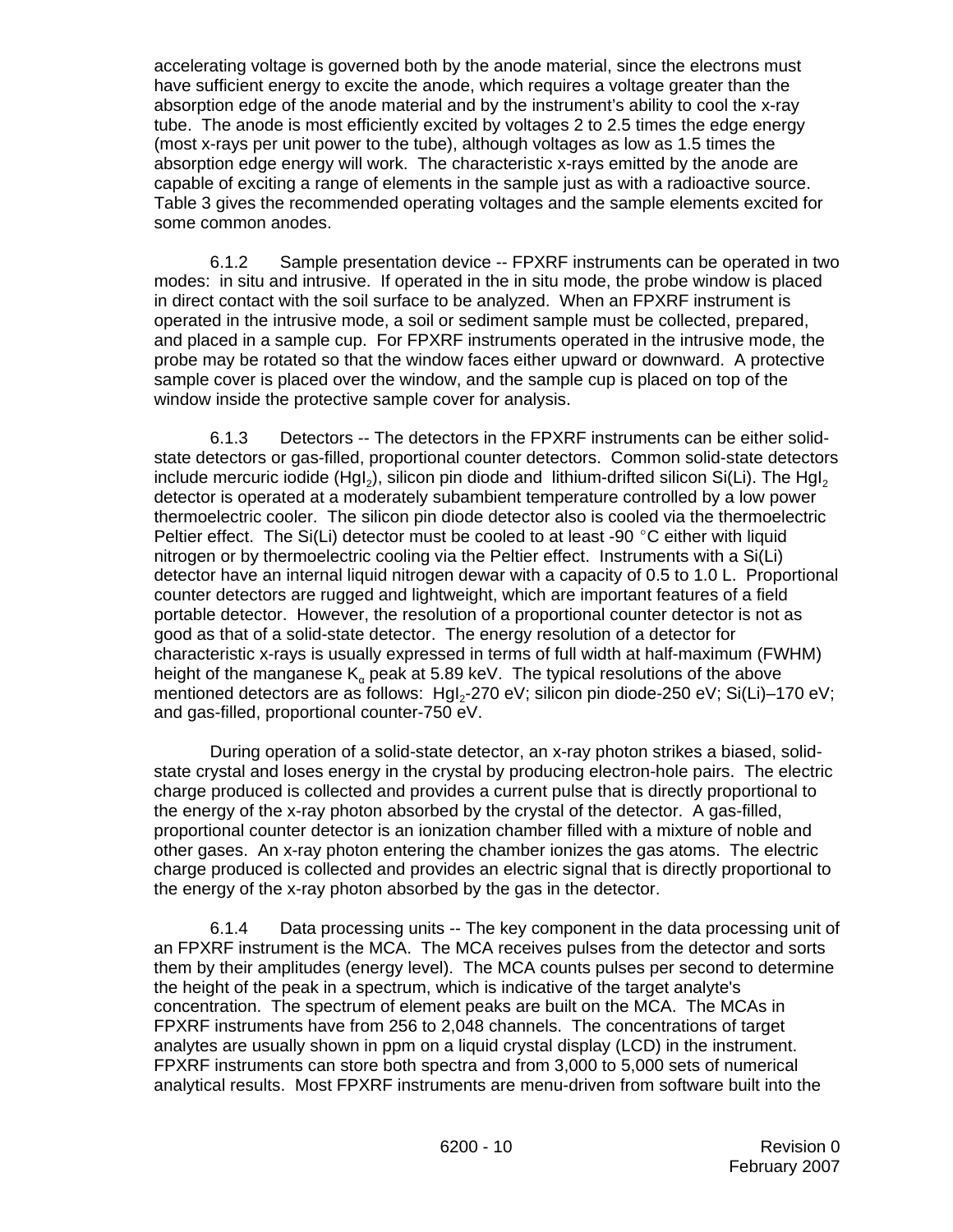accelerating voltage is governed both by the anode material, since the electrons must have sufficient energy to excite the anode, which requires a voltage greater than the absorption edge of the anode material and by the instrument's ability to cool the x-ray tube. The anode is most efficiently excited by voltages 2 to 2.5 times the edge energy (most x-rays per unit power to the tube), although voltages as low as 1.5 times the absorption edge energy will work. The characteristic x-rays emitted by the anode are capable of exciting a range of elements in the sample just as with a radioactive source. Table 3 gives the recommended operating voltages and the sample elements excited for some common anodes.

6.1.2 Sample presentation device -- FPXRF instruments can be operated in two modes: in situ and intrusive. If operated in the in situ mode, the probe window is placed in direct contact with the soil surface to be analyzed. When an FPXRF instrument is operated in the intrusive mode, a soil or sediment sample must be collected, prepared, and placed in a sample cup. For FPXRF instruments operated in the intrusive mode, the probe may be rotated so that the window faces either upward or downward. A protective sample cover is placed over the window, and the sample cup is placed on top of the window inside the protective sample cover for analysis.

6.1.3 Detectors -- The detectors in the FPXRF instruments can be either solid-state detectors or gas-filled, proportional counter detectors. Common solid-state detectors include mercuric iodide ($HgI_2$), silicon pin diode and lithium-drifted silicon Si(Li). The $HgI_2$ detector is operated at a moderately subambient temperature controlled by a low power thermoelectric cooler. The silicon pin diode detector also is cooled via the thermoelectric Peltier effect. The Si(Li) detector must be cooled to at least -90 °C either with liquid nitrogen or by thermoelectric cooling via the Peltier effect. Instruments with a Si(Li) detector have an internal liquid nitrogen dewar with a capacity of 0.5 to 1.0 L. Proportional counter detectors are rugged and lightweight, which are important features of a field portable detector. However, the resolution of a proportional counter detector is not as good as that of a solid-state detector. The energy resolution of a detector for characteristic x-rays is usually expressed in terms of full width at half-maximum (FWHM) height of the manganese $K_\alpha$ peak at 5.89 keV. The typical resolutions of the above mentioned detectors are as follows: $HgI_2$-270 eV; silicon pin diode-250 eV; Si(Li)–170 eV; and gas-filled, proportional counter-750 eV.

During operation of a solid-state detector, an x-ray photon strikes a biased, solid-state crystal and loses energy in the crystal by producing electron-hole pairs. The electric charge produced is collected and provides a current pulse that is directly proportional to the energy of the x-ray photon absorbed by the crystal of the detector. A gas-filled, proportional counter detector is an ionization chamber filled with a mixture of noble and other gases. An x-ray photon entering the chamber ionizes the gas atoms. The electric charge produced is collected and provides an electric signal that is directly proportional to the energy of the x-ray photon absorbed by the gas in the detector.

6.1.4 Data processing units -- The key component in the data processing unit of an FPXRF instrument is the MCA. The MCA receives pulses from the detector and sorts them by their amplitudes (energy level). The MCA counts pulses per second to determine the height of the peak in a spectrum, which is indicative of the target analyte's concentration. The spectrum of element peaks are built on the MCA. The MCAs in FPXRF instruments have from 256 to 2,048 channels. The concentrations of target analytes are usually shown in ppm on a liquid crystal display (LCD) in the instrument. FPXRF instruments can store both spectra and from 3,000 to 5,000 sets of numerical analytical results. Most FPXRF instruments are menu-driven from software built into the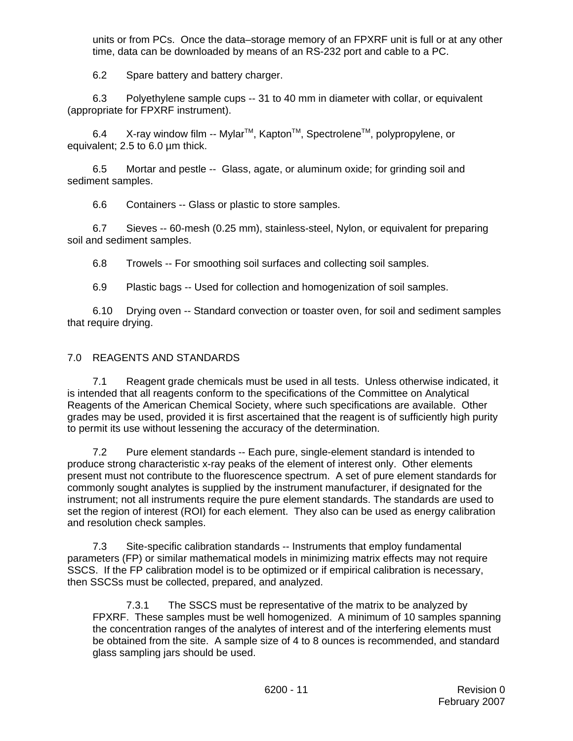units or from PCs. Once the data–storage memory of an FPXRF unit is full or at any other time, data can be downloaded by means of an RS-232 port and cable to a PC.

6.2 Spare battery and battery charger.

6.3 Polyethylene sample cups -- 31 to 40 mm in diameter with collar, or equivalent (appropriate for FPXRF instrument).

6.4 X-ray window film -- Mylar™, Kapton™, Spectrolene™, polypropylene, or equivalent; 2.5 to 6.0 µm thick.

6.5 Mortar and pestle -- Glass, agate, or aluminum oxide; for grinding soil and sediment samples.

6.6 Containers -- Glass or plastic to store samples.

6.7 Sieves -- 60-mesh (0.25 mm), stainless-steel, Nylon, or equivalent for preparing soil and sediment samples.

6.8 Trowels -- For smoothing soil surfaces and collecting soil samples.

6.9 Plastic bags -- Used for collection and homogenization of soil samples.

6.10 Drying oven -- Standard convection or toaster oven, for soil and sediment samples that require drying.

## 7.0 REAGENTS AND STANDARDS

7.1 Reagent grade chemicals must be used in all tests. Unless otherwise indicated, it is intended that all reagents conform to the specifications of the Committee on Analytical Reagents of the American Chemical Society, where such specifications are available. Other grades may be used, provided it is first ascertained that the reagent is of sufficiently high purity to permit its use without lessening the accuracy of the determination.

7.2 Pure element standards -- Each pure, single-element standard is intended to produce strong characteristic x-ray peaks of the element of interest only. Other elements present must not contribute to the fluorescence spectrum. A set of pure element standards for commonly sought analytes is supplied by the instrument manufacturer, if designated for the instrument; not all instruments require the pure element standards. The standards are used to set the region of interest (ROI) for each element. They also can be used as energy calibration and resolution check samples.

7.3 Site-specific calibration standards -- Instruments that employ fundamental parameters (FP) or similar mathematical models in minimizing matrix effects may not require SSCS. If the FP calibration model is to be optimized or if empirical calibration is necessary, then SSCSs must be collected, prepared, and analyzed.

7.3.1 The SSCS must be representative of the matrix to be analyzed by FPXRF. These samples must be well homogenized. A minimum of 10 samples spanning the concentration ranges of the analytes of interest and of the interfering elements must be obtained from the site. A sample size of 4 to 8 ounces is recommended, and standard glass sampling jars should be used.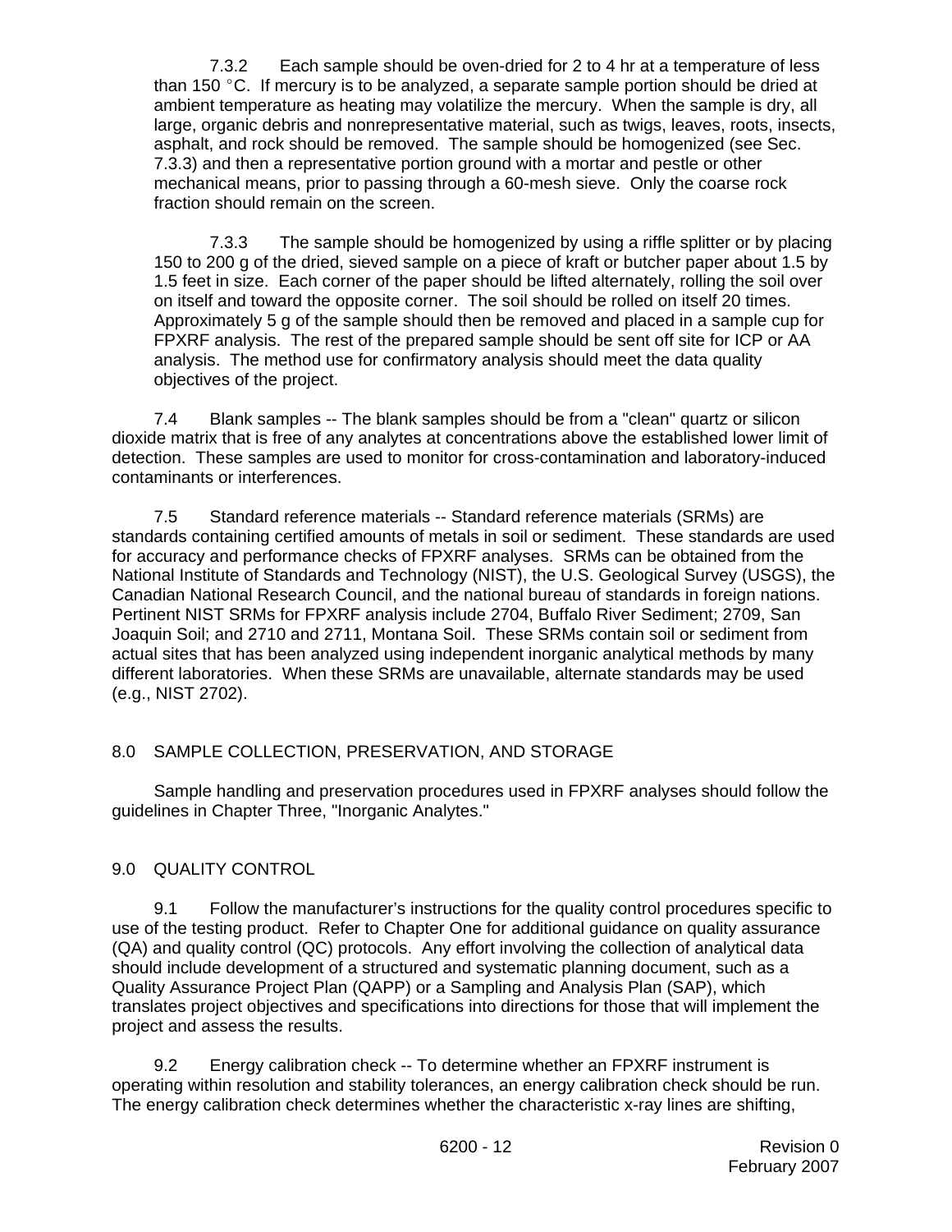7.3.2 Each sample should be oven-dried for 2 to 4 hr at a temperature of less than 150 °C. If mercury is to be analyzed, a separate sample portion should be dried at ambient temperature as heating may volatilize the mercury. When the sample is dry, all large, organic debris and nonrepresentative material, such as twigs, leaves, roots, insects, asphalt, and rock should be removed. The sample should be homogenized (see Sec. 7.3.3) and then a representative portion ground with a mortar and pestle or other mechanical means, prior to passing through a 60-mesh sieve. Only the coarse rock fraction should remain on the screen.

7.3.3 The sample should be homogenized by using a riffle splitter or by placing 150 to 200 g of the dried, sieved sample on a piece of kraft or butcher paper about 1.5 by 1.5 feet in size. Each corner of the paper should be lifted alternately, rolling the soil over on itself and toward the opposite corner. The soil should be rolled on itself 20 times. Approximately 5 g of the sample should then be removed and placed in a sample cup for FPXRF analysis. The rest of the prepared sample should be sent off site for ICP or AA analysis. The method use for confirmatory analysis should meet the data quality objectives of the project.

7.4 Blank samples -- The blank samples should be from a "clean" quartz or silicon dioxide matrix that is free of any analytes at concentrations above the established lower limit of detection. These samples are used to monitor for cross-contamination and laboratory-induced contaminants or interferences.

7.5 Standard reference materials -- Standard reference materials (SRMs) are standards containing certified amounts of metals in soil or sediment. These standards are used for accuracy and performance checks of FPXRF analyses. SRMs can be obtained from the National Institute of Standards and Technology (NIST), the U.S. Geological Survey (USGS), the Canadian National Research Council, and the national bureau of standards in foreign nations. Pertinent NIST SRMs for FPXRF analysis include 2704, Buffalo River Sediment; 2709, San Joaquin Soil; and 2710 and 2711, Montana Soil. These SRMs contain soil or sediment from actual sites that has been analyzed using independent inorganic analytical methods by many different laboratories. When these SRMs are unavailable, alternate standards may be used (e.g., NIST 2702).

## 8.0 SAMPLE COLLECTION, PRESERVATION, AND STORAGE

Sample handling and preservation procedures used in FPXRF analyses should follow the guidelines in Chapter Three, "Inorganic Analytes."

## 9.0 QUALITY CONTROL

9.1 Follow the manufacturer's instructions for the quality control procedures specific to use of the testing product. Refer to Chapter One for additional guidance on quality assurance (QA) and quality control (QC) protocols. Any effort involving the collection of analytical data should include development of a structured and systematic planning document, such as a Quality Assurance Project Plan (QAPP) or a Sampling and Analysis Plan (SAP), which translates project objectives and specifications into directions for those that will implement the project and assess the results.

9.2 Energy calibration check -- To determine whether an FPXRF instrument is operating within resolution and stability tolerances, an energy calibration check should be run. The energy calibration check determines whether the characteristic x-ray lines are shifting,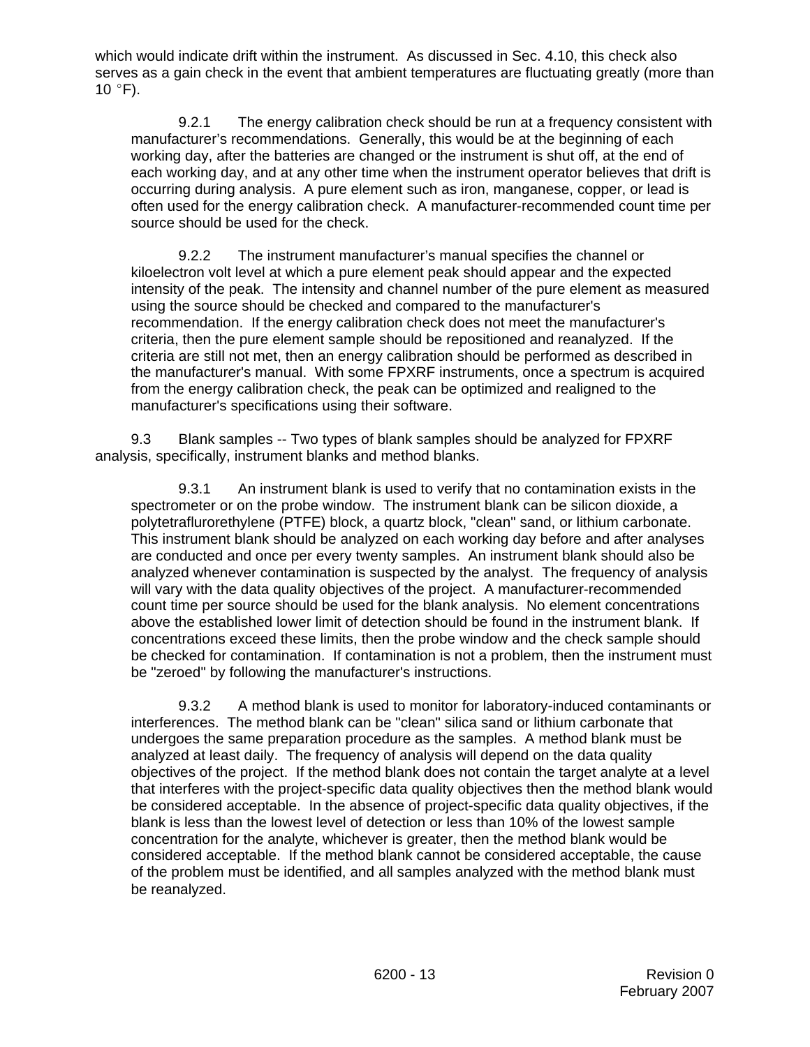which would indicate drift within the instrument. As discussed in Sec. 4.10, this check also serves as a gain check in the event that ambient temperatures are fluctuating greatly (more than 10 °F).

9.2.1 The energy calibration check should be run at a frequency consistent with manufacturer's recommendations. Generally, this would be at the beginning of each working day, after the batteries are changed or the instrument is shut off, at the end of each working day, and at any other time when the instrument operator believes that drift is occurring during analysis. A pure element such as iron, manganese, copper, or lead is often used for the energy calibration check. A manufacturer-recommended count time per source should be used for the check.

9.2.2 The instrument manufacturer's manual specifies the channel or kiloelectron volt level at which a pure element peak should appear and the expected intensity of the peak. The intensity and channel number of the pure element as measured using the source should be checked and compared to the manufacturer's recommendation. If the energy calibration check does not meet the manufacturer's criteria, then the pure element sample should be repositioned and reanalyzed. If the criteria are still not met, then an energy calibration should be performed as described in the manufacturer's manual. With some FPXRF instruments, once a spectrum is acquired from the energy calibration check, the peak can be optimized and realigned to the manufacturer's specifications using their software.

9.3 Blank samples -- Two types of blank samples should be analyzed for FPXRF analysis, specifically, instrument blanks and method blanks.

9.3.1 An instrument blank is used to verify that no contamination exists in the spectrometer or on the probe window. The instrument blank can be silicon dioxide, a polytetraflurorethylene (PTFE) block, a quartz block, "clean" sand, or lithium carbonate. This instrument blank should be analyzed on each working day before and after analyses are conducted and once per every twenty samples. An instrument blank should also be analyzed whenever contamination is suspected by the analyst. The frequency of analysis will vary with the data quality objectives of the project. A manufacturer-recommended count time per source should be used for the blank analysis. No element concentrations above the established lower limit of detection should be found in the instrument blank. If concentrations exceed these limits, then the probe window and the check sample should be checked for contamination. If contamination is not a problem, then the instrument must be "zeroed" by following the manufacturer's instructions.

9.3.2 A method blank is used to monitor for laboratory-induced contaminants or interferences. The method blank can be "clean" silica sand or lithium carbonate that undergoes the same preparation procedure as the samples. A method blank must be analyzed at least daily. The frequency of analysis will depend on the data quality objectives of the project. If the method blank does not contain the target analyte at a level that interferes with the project-specific data quality objectives then the method blank would be considered acceptable. In the absence of project-specific data quality objectives, if the blank is less than the lowest level of detection or less than 10% of the lowest sample concentration for the analyte, whichever is greater, then the method blank would be considered acceptable. If the method blank cannot be considered acceptable, the cause of the problem must be identified, and all samples analyzed with the method blank must be reanalyzed.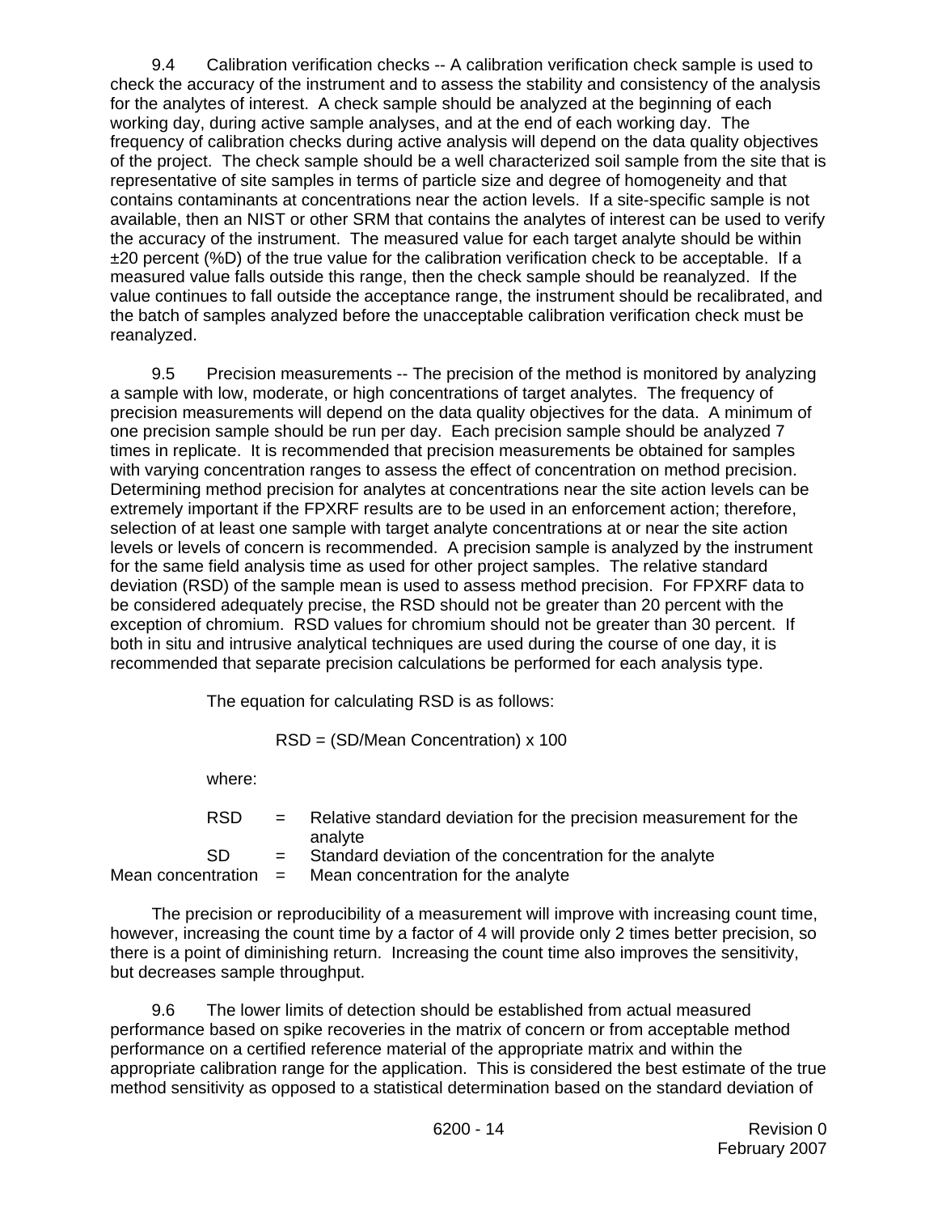9.4 Calibration verification checks -- A calibration verification check sample is used to check the accuracy of the instrument and to assess the stability and consistency of the analysis for the analytes of interest. A check sample should be analyzed at the beginning of each working day, during active sample analyses, and at the end of each working day. The frequency of calibration checks during active analysis will depend on the data quality objectives of the project. The check sample should be a well characterized soil sample from the site that is representative of site samples in terms of particle size and degree of homogeneity and that contains contaminants at concentrations near the action levels. If a site-specific sample is not available, then an NIST or other SRM that contains the analytes of interest can be used to verify the accuracy of the instrument. The measured value for each target analyte should be within ±20 percent (%D) of the true value for the calibration verification check to be acceptable. If a measured value falls outside this range, then the check sample should be reanalyzed. If the value continues to fall outside the acceptance range, the instrument should be recalibrated, and the batch of samples analyzed before the unacceptable calibration verification check must be reanalyzed.

9.5 Precision measurements -- The precision of the method is monitored by analyzing a sample with low, moderate, or high concentrations of target analytes. The frequency of precision measurements will depend on the data quality objectives for the data. A minimum of one precision sample should be run per day. Each precision sample should be analyzed 7 times in replicate. It is recommended that precision measurements be obtained for samples with varying concentration ranges to assess the effect of concentration on method precision. Determining method precision for analytes at concentrations near the site action levels can be extremely important if the FPXRF results are to be used in an enforcement action; therefore, selection of at least one sample with target analyte concentrations at or near the site action levels or levels of concern is recommended. A precision sample is analyzed by the instrument for the same field analysis time as used for other project samples. The relative standard deviation (RSD) of the sample mean is used to assess method precision. For FPXRF data to be considered adequately precise, the RSD should not be greater than 20 percent with the exception of chromium. RSD values for chromium should not be greater than 30 percent. If both in situ and intrusive analytical techniques are used during the course of one day, it is recommended that separate precision calculations be performed for each analysis type.

The equation for calculating RSD is as follows:

$$RSD = (SD/\text{Mean Concentration}) \times 100$$

where:

RSD = Relative standard deviation for the precision measurement for the analyte
SD = Standard deviation of the concentration for the analyte
Mean concentration = Mean concentration for the analyte

The precision or reproducibility of a measurement will improve with increasing count time, however, increasing the count time by a factor of 4 will provide only 2 times better precision, so there is a point of diminishing return. Increasing the count time also improves the sensitivity, but decreases sample throughput.

9.6 The lower limits of detection should be established from actual measured performance based on spike recoveries in the matrix of concern or from acceptable method performance on a certified reference material of the appropriate matrix and within the appropriate calibration range for the application. This is considered the best estimate of the true method sensitivity as opposed to a statistical determination based on the standard deviation of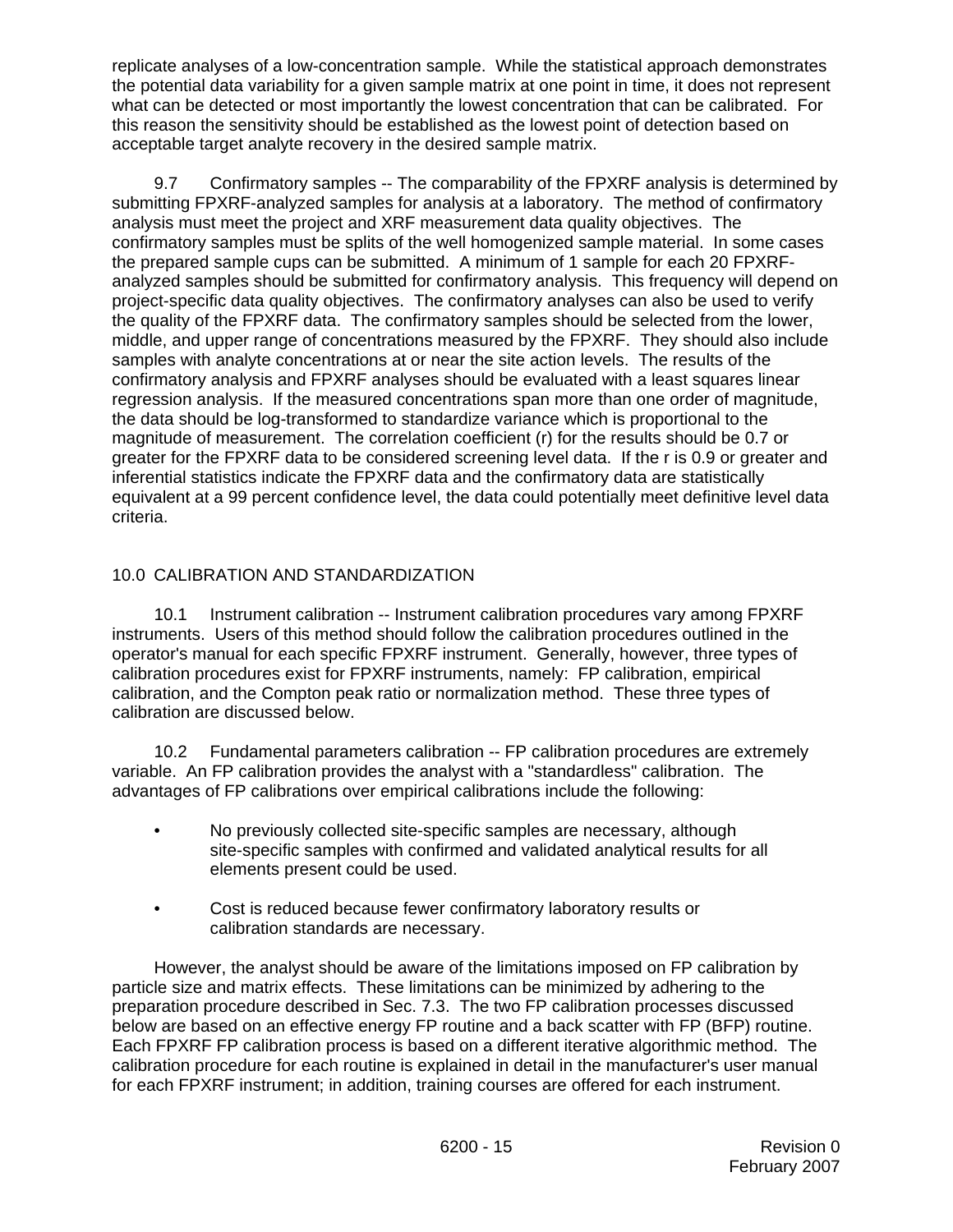replicate analyses of a low-concentration sample. While the statistical approach demonstrates the potential data variability for a given sample matrix at one point in time, it does not represent what can be detected or most importantly the lowest concentration that can be calibrated. For this reason the sensitivity should be established as the lowest point of detection based on acceptable target analyte recovery in the desired sample matrix.

9.7 Confirmatory samples -- The comparability of the FPXRF analysis is determined by submitting FPXRF-analyzed samples for analysis at a laboratory. The method of confirmatory analysis must meet the project and XRF measurement data quality objectives. The confirmatory samples must be splits of the well homogenized sample material. In some cases the prepared sample cups can be submitted. A minimum of 1 sample for each 20 FPXRF-analyzed samples should be submitted for confirmatory analysis. This frequency will depend on project-specific data quality objectives. The confirmatory analyses can also be used to verify the quality of the FPXRF data. The confirmatory samples should be selected from the lower, middle, and upper range of concentrations measured by the FPXRF. They should also include samples with analyte concentrations at or near the site action levels. The results of the confirmatory analysis and FPXRF analyses should be evaluated with a least squares linear regression analysis. If the measured concentrations span more than one order of magnitude, the data should be log-transformed to standardize variance which is proportional to the magnitude of measurement. The correlation coefficient (r) for the results should be 0.7 or greater for the FPXRF data to be considered screening level data. If the r is 0.9 or greater and inferential statistics indicate the FPXRF data and the confirmatory data are statistically equivalent at a 99 percent confidence level, the data could potentially meet definitive level data criteria.

## 10.0 CALIBRATION AND STANDARDIZATION

10.1 Instrument calibration -- Instrument calibration procedures vary among FPXRF instruments. Users of this method should follow the calibration procedures outlined in the operator's manual for each specific FPXRF instrument. Generally, however, three types of calibration procedures exist for FPXRF instruments, namely: FP calibration, empirical calibration, and the Compton peak ratio or normalization method. These three types of calibration are discussed below.

10.2 Fundamental parameters calibration -- FP calibration procedures are extremely variable. An FP calibration provides the analyst with a "standardless" calibration. The advantages of FP calibrations over empirical calibrations include the following:

- No previously collected site-specific samples are necessary, although site-specific samples with confirmed and validated analytical results for all elements present could be used.

- Cost is reduced because fewer confirmatory laboratory results or calibration standards are necessary.

However, the analyst should be aware of the limitations imposed on FP calibration by particle size and matrix effects. These limitations can be minimized by adhering to the preparation procedure described in Sec. 7.3. The two FP calibration processes discussed below are based on an effective energy FP routine and a back scatter with FP (BFP) routine. Each FPXRF FP calibration process is based on a different iterative algorithmic method. The calibration procedure for each routine is explained in detail in the manufacturer's user manual for each FPXRF instrument; in addition, training courses are offered for each instrument.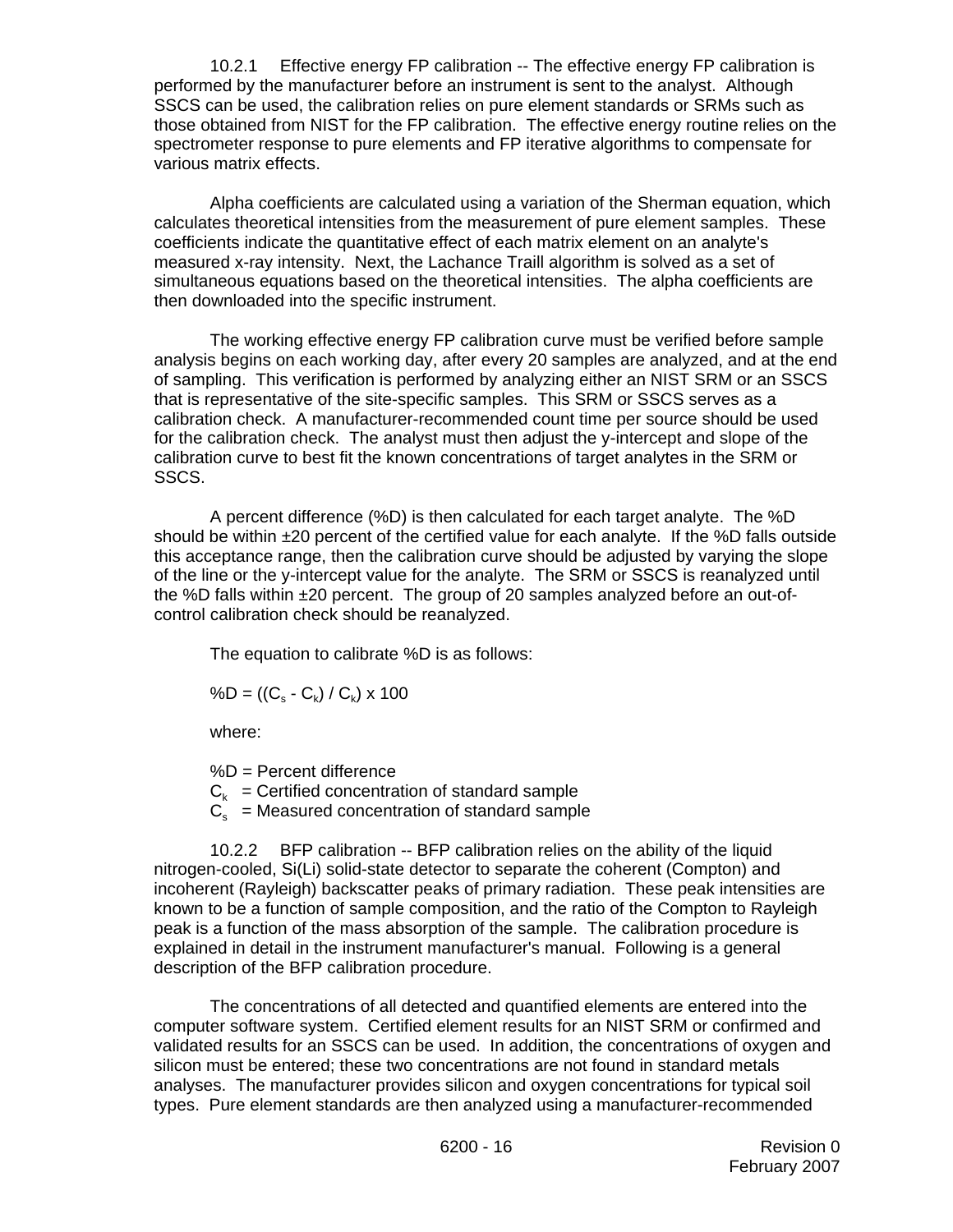10.2.1 Effective energy FP calibration -- The effective energy FP calibration is performed by the manufacturer before an instrument is sent to the analyst. Although SSCS can be used, the calibration relies on pure element standards or SRMs such as those obtained from NIST for the FP calibration. The effective energy routine relies on the spectrometer response to pure elements and FP iterative algorithms to compensate for various matrix effects.

Alpha coefficients are calculated using a variation of the Sherman equation, which calculates theoretical intensities from the measurement of pure element samples. These coefficients indicate the quantitative effect of each matrix element on an analyte's measured x-ray intensity. Next, the Lachance Traill algorithm is solved as a set of simultaneous equations based on the theoretical intensities. The alpha coefficients are then downloaded into the specific instrument.

The working effective energy FP calibration curve must be verified before sample analysis begins on each working day, after every 20 samples are analyzed, and at the end of sampling. This verification is performed by analyzing either an NIST SRM or an SSCS that is representative of the site-specific samples. This SRM or SSCS serves as a calibration check. A manufacturer-recommended count time per source should be used for the calibration check. The analyst must then adjust the y-intercept and slope of the calibration curve to best fit the known concentrations of target analytes in the SRM or SSCS.

A percent difference (%D) is then calculated for each target analyte. The %D should be within ±20 percent of the certified value for each analyte. If the %D falls outside this acceptance range, then the calibration curve should be adjusted by varying the slope of the line or the y-intercept value for the analyte. The SRM or SSCS is reanalyzed until the %D falls within ±20 percent. The group of 20 samples analyzed before an out-of-control calibration check should be reanalyzed.

The equation to calibrate %D is as follows:

$$\%D = ((C_s - C_k) / C_k) \times 100$$

where:

%D = Percent difference
$C_k$ = Certified concentration of standard sample
$C_s$ = Measured concentration of standard sample

10.2.2 BFP calibration -- BFP calibration relies on the ability of the liquid nitrogen-cooled, Si(Li) solid-state detector to separate the coherent (Compton) and incoherent (Rayleigh) backscatter peaks of primary radiation. These peak intensities are known to be a function of sample composition, and the ratio of the Compton to Rayleigh peak is a function of the mass absorption of the sample. The calibration procedure is explained in detail in the instrument manufacturer's manual. Following is a general description of the BFP calibration procedure.

The concentrations of all detected and quantified elements are entered into the computer software system. Certified element results for an NIST SRM or confirmed and validated results for an SSCS can be used. In addition, the concentrations of oxygen and silicon must be entered; these two concentrations are not found in standard metals analyses. The manufacturer provides silicon and oxygen concentrations for typical soil types. Pure element standards are then analyzed using a manufacturer-recommended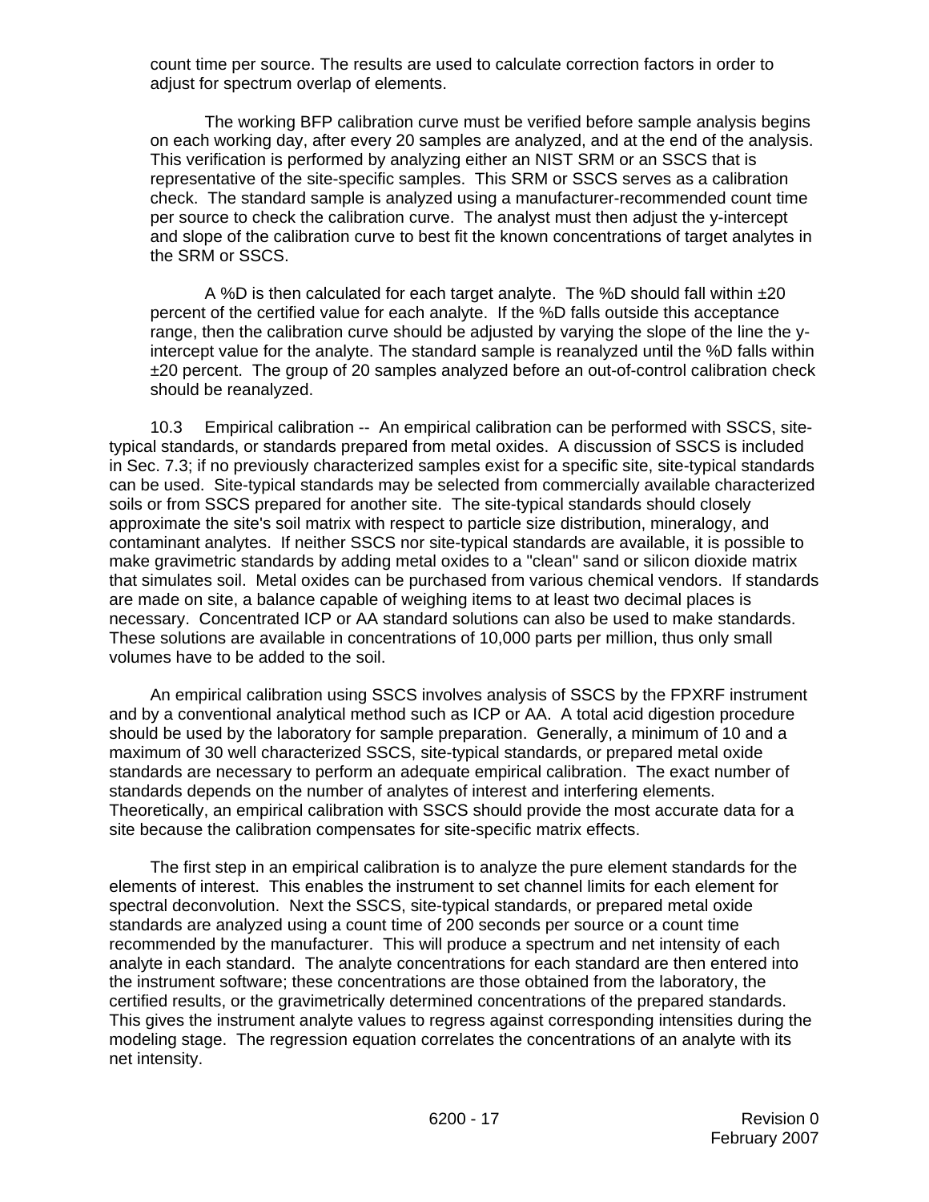count time per source. The results are used to calculate correction factors in order to adjust for spectrum overlap of elements.

The working BFP calibration curve must be verified before sample analysis begins on each working day, after every 20 samples are analyzed, and at the end of the analysis. This verification is performed by analyzing either an NIST SRM or an SSCS that is representative of the site-specific samples. This SRM or SSCS serves as a calibration check. The standard sample is analyzed using a manufacturer-recommended count time per source to check the calibration curve. The analyst must then adjust the y-intercept and slope of the calibration curve to best fit the known concentrations of target analytes in the SRM or SSCS.

A %D is then calculated for each target analyte. The %D should fall within ±20 percent of the certified value for each analyte. If the %D falls outside this acceptance range, then the calibration curve should be adjusted by varying the slope of the line the y-intercept value for the analyte. The standard sample is reanalyzed until the %D falls within ±20 percent. The group of 20 samples analyzed before an out-of-control calibration check should be reanalyzed.

10.3 Empirical calibration -- An empirical calibration can be performed with SSCS, site-typical standards, or standards prepared from metal oxides. A discussion of SSCS is included in Sec. 7.3; if no previously characterized samples exist for a specific site, site-typical standards can be used. Site-typical standards may be selected from commercially available characterized soils or from SSCS prepared for another site. The site-typical standards should closely approximate the site's soil matrix with respect to particle size distribution, mineralogy, and contaminant analytes. If neither SSCS nor site-typical standards are available, it is possible to make gravimetric standards by adding metal oxides to a "clean" sand or silicon dioxide matrix that simulates soil. Metal oxides can be purchased from various chemical vendors. If standards are made on site, a balance capable of weighing items to at least two decimal places is necessary. Concentrated ICP or AA standard solutions can also be used to make standards. These solutions are available in concentrations of 10,000 parts per million, thus only small volumes have to be added to the soil.

An empirical calibration using SSCS involves analysis of SSCS by the FPXRF instrument and by a conventional analytical method such as ICP or AA. A total acid digestion procedure should be used by the laboratory for sample preparation. Generally, a minimum of 10 and a maximum of 30 well characterized SSCS, site-typical standards, or prepared metal oxide standards are necessary to perform an adequate empirical calibration. The exact number of standards depends on the number of analytes of interest and interfering elements. Theoretically, an empirical calibration with SSCS should provide the most accurate data for a site because the calibration compensates for site-specific matrix effects.

The first step in an empirical calibration is to analyze the pure element standards for the elements of interest. This enables the instrument to set channel limits for each element for spectral deconvolution. Next the SSCS, site-typical standards, or prepared metal oxide standards are analyzed using a count time of 200 seconds per source or a count time recommended by the manufacturer. This will produce a spectrum and net intensity of each analyte in each standard. The analyte concentrations for each standard are then entered into the instrument software; these concentrations are those obtained from the laboratory, the certified results, or the gravimetrically determined concentrations of the prepared standards. This gives the instrument analyte values to regress against corresponding intensities during the modeling stage. The regression equation correlates the concentrations of an analyte with its net intensity.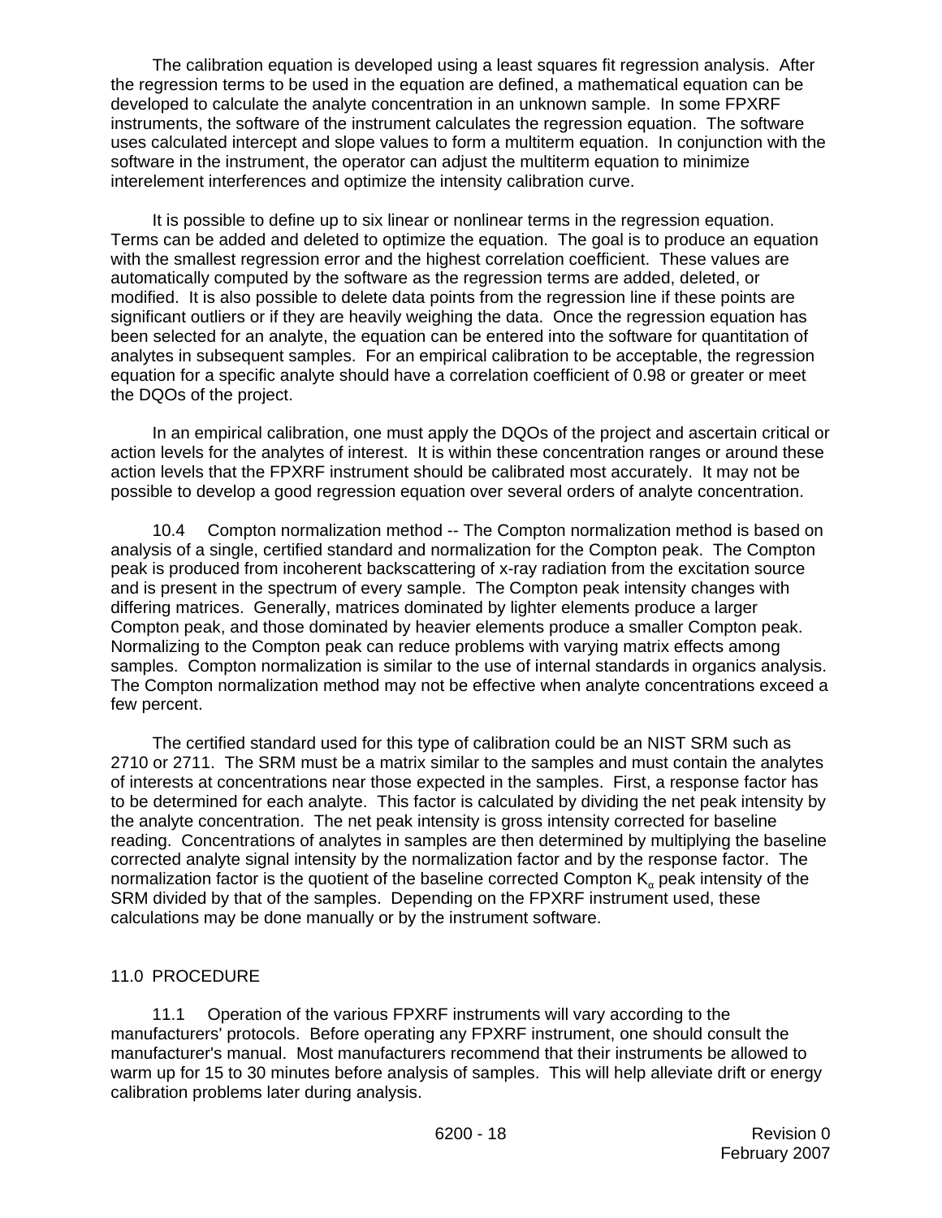The calibration equation is developed using a least squares fit regression analysis. After the regression terms to be used in the equation are defined, a mathematical equation can be developed to calculate the analyte concentration in an unknown sample. In some FPXRF instruments, the software of the instrument calculates the regression equation. The software uses calculated intercept and slope values to form a multiterm equation. In conjunction with the software in the instrument, the operator can adjust the multiterm equation to minimize interelement interferences and optimize the intensity calibration curve.

It is possible to define up to six linear or nonlinear terms in the regression equation. Terms can be added and deleted to optimize the equation. The goal is to produce an equation with the smallest regression error and the highest correlation coefficient. These values are automatically computed by the software as the regression terms are added, deleted, or modified. It is also possible to delete data points from the regression line if these points are significant outliers or if they are heavily weighing the data. Once the regression equation has been selected for an analyte, the equation can be entered into the software for quantitation of analytes in subsequent samples. For an empirical calibration to be acceptable, the regression equation for a specific analyte should have a correlation coefficient of 0.98 or greater or meet the DQOs of the project.

In an empirical calibration, one must apply the DQOs of the project and ascertain critical or action levels for the analytes of interest. It is within these concentration ranges or around these action levels that the FPXRF instrument should be calibrated most accurately. It may not be possible to develop a good regression equation over several orders of analyte concentration.

10.4 Compton normalization method -- The Compton normalization method is based on analysis of a single, certified standard and normalization for the Compton peak. The Compton peak is produced from incoherent backscattering of x-ray radiation from the excitation source and is present in the spectrum of every sample. The Compton peak intensity changes with differing matrices. Generally, matrices dominated by lighter elements produce a larger Compton peak, and those dominated by heavier elements produce a smaller Compton peak. Normalizing to the Compton peak can reduce problems with varying matrix effects among samples. Compton normalization is similar to the use of internal standards in organics analysis. The Compton normalization method may not be effective when analyte concentrations exceed a few percent.

The certified standard used for this type of calibration could be an NIST SRM such as 2710 or 2711. The SRM must be a matrix similar to the samples and must contain the analytes of interests at concentrations near those expected in the samples. First, a response factor has to be determined for each analyte. This factor is calculated by dividing the net peak intensity by the analyte concentration. The net peak intensity is gross intensity corrected for baseline reading. Concentrations of analytes in samples are then determined by multiplying the baseline corrected analyte signal intensity by the normalization factor and by the response factor. The normalization factor is the quotient of the baseline corrected Compton $K_\alpha$ peak intensity of the SRM divided by that of the samples. Depending on the FPXRF instrument used, these calculations may be done manually or by the instrument software.

## 11.0 PROCEDURE

11.1 Operation of the various FPXRF instruments will vary according to the manufacturers' protocols. Before operating any FPXRF instrument, one should consult the manufacturer's manual. Most manufacturers recommend that their instruments be allowed to warm up for 15 to 30 minutes before analysis of samples. This will help alleviate drift or energy calibration problems later during analysis.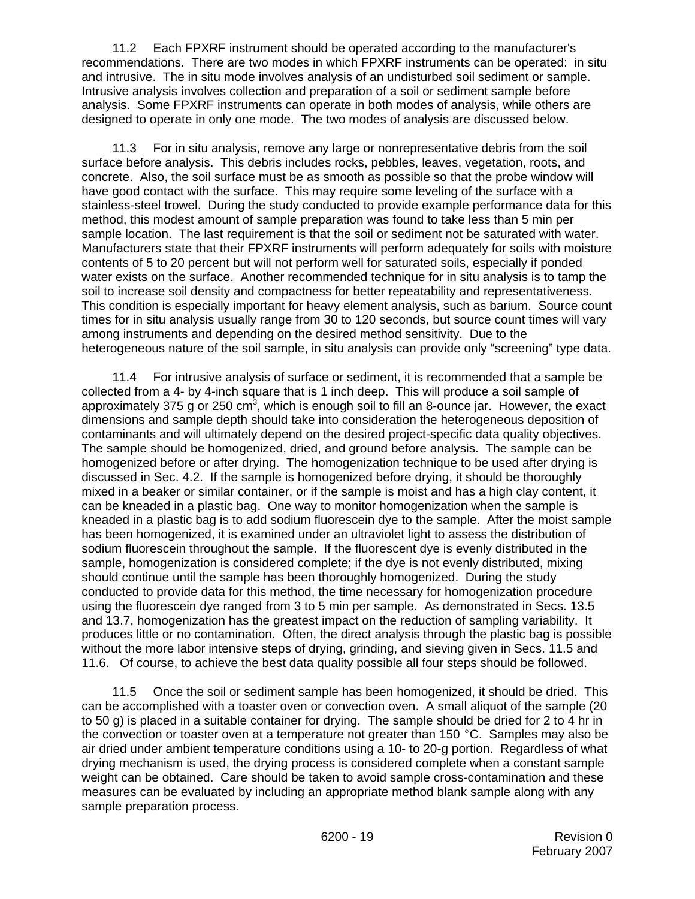11.2 Each FPXRF instrument should be operated according to the manufacturer's recommendations. There are two modes in which FPXRF instruments can be operated: in situ and intrusive. The in situ mode involves analysis of an undisturbed soil sediment or sample. Intrusive analysis involves collection and preparation of a soil or sediment sample before analysis. Some FPXRF instruments can operate in both modes of analysis, while others are designed to operate in only one mode. The two modes of analysis are discussed below.

11.3 For in situ analysis, remove any large or nonrepresentative debris from the soil surface before analysis. This debris includes rocks, pebbles, leaves, vegetation, roots, and concrete. Also, the soil surface must be as smooth as possible so that the probe window will have good contact with the surface. This may require some leveling of the surface with a stainless-steel trowel. During the study conducted to provide example performance data for this method, this modest amount of sample preparation was found to take less than 5 min per sample location. The last requirement is that the soil or sediment not be saturated with water. Manufacturers state that their FPXRF instruments will perform adequately for soils with moisture contents of 5 to 20 percent but will not perform well for saturated soils, especially if ponded water exists on the surface. Another recommended technique for in situ analysis is to tamp the soil to increase soil density and compactness for better repeatability and representativeness. This condition is especially important for heavy element analysis, such as barium. Source count times for in situ analysis usually range from 30 to 120 seconds, but source count times will vary among instruments and depending on the desired method sensitivity. Due to the heterogeneous nature of the soil sample, in situ analysis can provide only "screening" type data.

11.4 For intrusive analysis of surface or sediment, it is recommended that a sample be collected from a 4- by 4-inch square that is 1 inch deep. This will produce a soil sample of approximately 375 g or 250 $cm^3$, which is enough soil to fill an 8-ounce jar. However, the exact dimensions and sample depth should take into consideration the heterogeneous deposition of contaminants and will ultimately depend on the desired project-specific data quality objectives. The sample should be homogenized, dried, and ground before analysis. The sample can be homogenized before or after drying. The homogenization technique to be used after drying is discussed in Sec. 4.2. If the sample is homogenized before drying, it should be thoroughly mixed in a beaker or similar container, or if the sample is moist and has a high clay content, it can be kneaded in a plastic bag. One way to monitor homogenization when the sample is kneaded in a plastic bag is to add sodium fluorescein dye to the sample. After the moist sample has been homogenized, it is examined under an ultraviolet light to assess the distribution of sodium fluorescein throughout the sample. If the fluorescent dye is evenly distributed in the sample, homogenization is considered complete; if the dye is not evenly distributed, mixing should continue until the sample has been thoroughly homogenized. During the study conducted to provide data for this method, the time necessary for homogenization procedure using the fluorescein dye ranged from 3 to 5 min per sample. As demonstrated in Secs. 13.5 and 13.7, homogenization has the greatest impact on the reduction of sampling variability. It produces little or no contamination. Often, the direct analysis through the plastic bag is possible without the more labor intensive steps of drying, grinding, and sieving given in Secs. 11.5 and 11.6. Of course, to achieve the best data quality possible all four steps should be followed.

11.5 Once the soil or sediment sample has been homogenized, it should be dried. This can be accomplished with a toaster oven or convection oven. A small aliquot of the sample (20 to 50 g) is placed in a suitable container for drying. The sample should be dried for 2 to 4 hr in the convection or toaster oven at a temperature not greater than 150 °C. Samples may also be air dried under ambient temperature conditions using a 10- to 20-g portion. Regardless of what drying mechanism is used, the drying process is considered complete when a constant sample weight can be obtained. Care should be taken to avoid sample cross-contamination and these measures can be evaluated by including an appropriate method blank sample along with any sample preparation process.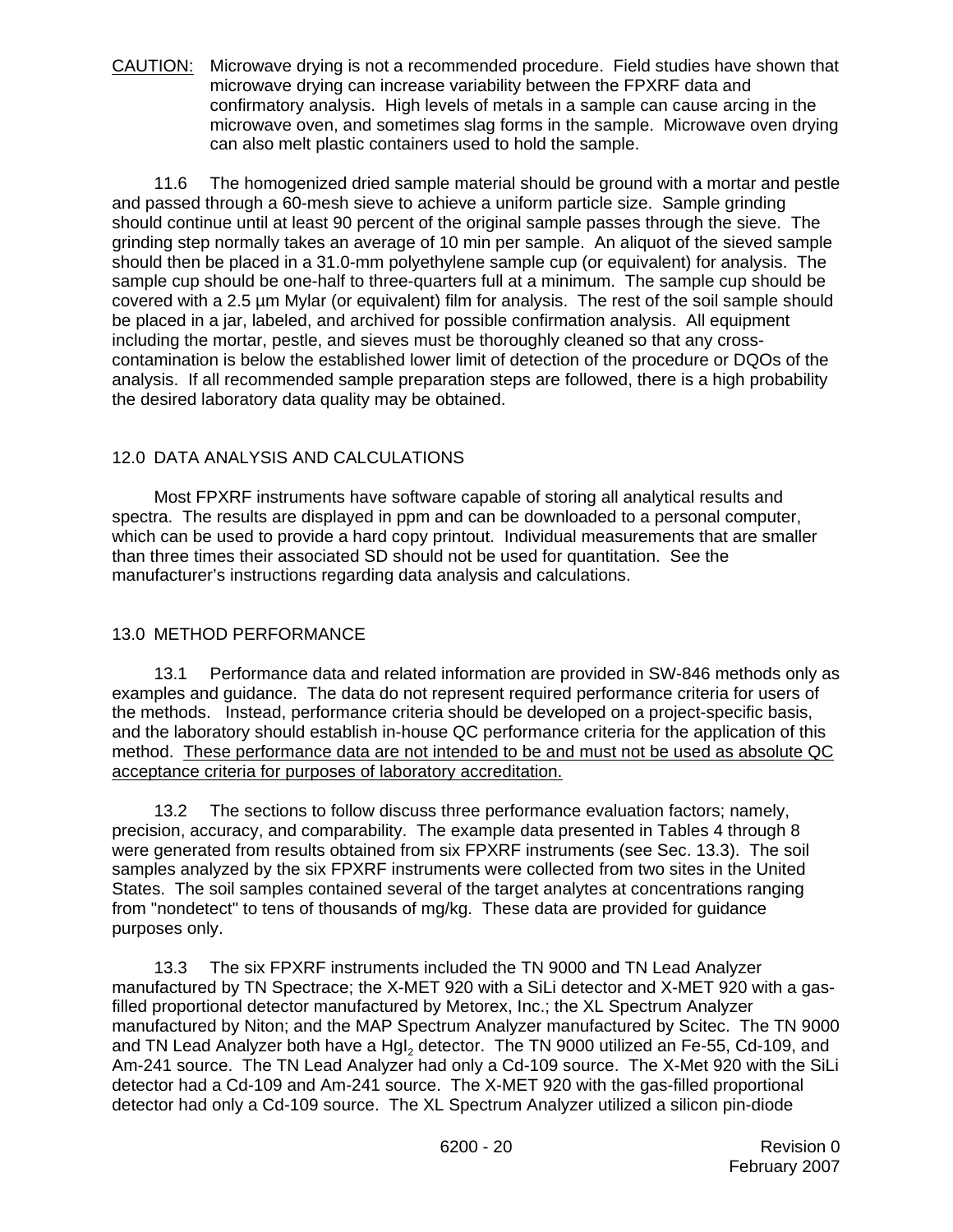<u>CAUTION:</u> Microwave drying is not a recommended procedure. Field studies have shown that microwave drying can increase variability between the FPXRF data and confirmatory analysis. High levels of metals in a sample can cause arcing in the microwave oven, and sometimes slag forms in the sample. Microwave oven drying can also melt plastic containers used to hold the sample.

11.6 The homogenized dried sample material should be ground with a mortar and pestle and passed through a 60-mesh sieve to achieve a uniform particle size. Sample grinding should continue until at least 90 percent of the original sample passes through the sieve. The grinding step normally takes an average of 10 min per sample. An aliquot of the sieved sample should then be placed in a 31.0-mm polyethylene sample cup (or equivalent) for analysis. The sample cup should be one-half to three-quarters full at a minimum. The sample cup should be covered with a 2.5 µm Mylar (or equivalent) film for analysis. The rest of the soil sample should be placed in a jar, labeled, and archived for possible confirmation analysis. All equipment including the mortar, pestle, and sieves must be thoroughly cleaned so that any cross-contamination is below the established lower limit of detection of the procedure or DQOs of the analysis. If all recommended sample preparation steps are followed, there is a high probability the desired laboratory data quality may be obtained.

## 12.0 DATA ANALYSIS AND CALCULATIONS

Most FPXRF instruments have software capable of storing all analytical results and spectra. The results are displayed in ppm and can be downloaded to a personal computer, which can be used to provide a hard copy printout. Individual measurements that are smaller than three times their associated SD should not be used for quantitation. See the manufacturer's instructions regarding data analysis and calculations.

## 13.0 METHOD PERFORMANCE

13.1 Performance data and related information are provided in SW-846 methods only as examples and guidance. The data do not represent required performance criteria for users of the methods. Instead, performance criteria should be developed on a project-specific basis, and the laboratory should establish in-house QC performance criteria for the application of this method. <u>These performance data are not intended to be and must not be used as absolute QC acceptance criteria for purposes of laboratory accreditation.</u>

13.2 The sections to follow discuss three performance evaluation factors; namely, precision, accuracy, and comparability. The example data presented in Tables 4 through 8 were generated from results obtained from six FPXRF instruments (see Sec. 13.3). The soil samples analyzed by the six FPXRF instruments were collected from two sites in the United States. The soil samples contained several of the target analytes at concentrations ranging from "nondetect" to tens of thousands of mg/kg. These data are provided for guidance purposes only.

13.3 The six FPXRF instruments included the TN 9000 and TN Lead Analyzer manufactured by TN Spectrace; the X-MET 920 with a SiLi detector and X-MET 920 with a gas-filled proportional detector manufactured by Metorex, Inc.; the XL Spectrum Analyzer manufactured by Niton; and the MAP Spectrum Analyzer manufactured by Scitec. The TN 9000 and TN Lead Analyzer both have a $HgI_2$ detector. The TN 9000 utilized an Fe-55, Cd-109, and Am-241 source. The TN Lead Analyzer had only a Cd-109 source. The X-Met 920 with the SiLi detector had a Cd-109 and Am-241 source. The X-MET 920 with the gas-filled proportional detector had only a Cd-109 source. The XL Spectrum Analyzer utilized a silicon pin-diode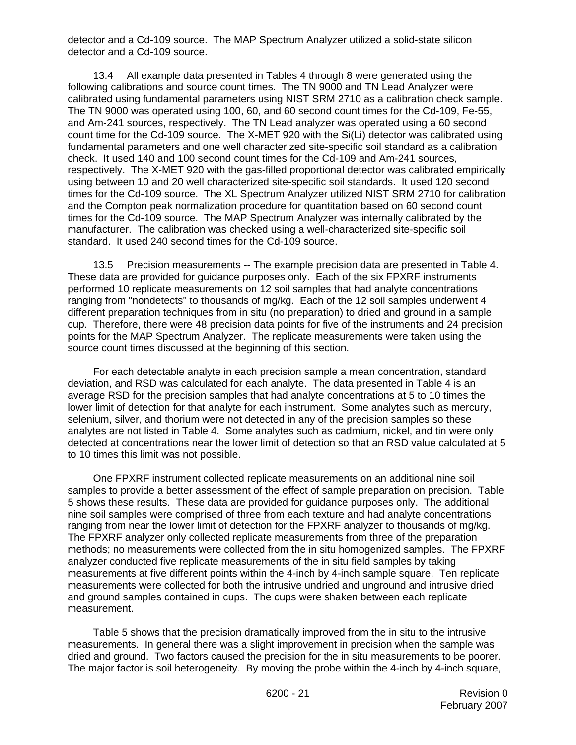detector and a Cd-109 source. The MAP Spectrum Analyzer utilized a solid-state silicon detector and a Cd-109 source.

13.4 All example data presented in Tables 4 through 8 were generated using the following calibrations and source count times. The TN 9000 and TN Lead Analyzer were calibrated using fundamental parameters using NIST SRM 2710 as a calibration check sample. The TN 9000 was operated using 100, 60, and 60 second count times for the Cd-109, Fe-55, and Am-241 sources, respectively. The TN Lead analyzer was operated using a 60 second count time for the Cd-109 source. The X-MET 920 with the Si(Li) detector was calibrated using fundamental parameters and one well characterized site-specific soil standard as a calibration check. It used 140 and 100 second count times for the Cd-109 and Am-241 sources, respectively. The X-MET 920 with the gas-filled proportional detector was calibrated empirically using between 10 and 20 well characterized site-specific soil standards. It used 120 second times for the Cd-109 source. The XL Spectrum Analyzer utilized NIST SRM 2710 for calibration and the Compton peak normalization procedure for quantitation based on 60 second count times for the Cd-109 source. The MAP Spectrum Analyzer was internally calibrated by the manufacturer. The calibration was checked using a well-characterized site-specific soil standard. It used 240 second times for the Cd-109 source.

13.5 Precision measurements -- The example precision data are presented in Table 4. These data are provided for guidance purposes only. Each of the six FPXRF instruments performed 10 replicate measurements on 12 soil samples that had analyte concentrations ranging from "nondetects" to thousands of mg/kg. Each of the 12 soil samples underwent 4 different preparation techniques from in situ (no preparation) to dried and ground in a sample cup. Therefore, there were 48 precision data points for five of the instruments and 24 precision points for the MAP Spectrum Analyzer. The replicate measurements were taken using the source count times discussed at the beginning of this section.

For each detectable analyte in each precision sample a mean concentration, standard deviation, and RSD was calculated for each analyte. The data presented in Table 4 is an average RSD for the precision samples that had analyte concentrations at 5 to 10 times the lower limit of detection for that analyte for each instrument. Some analytes such as mercury, selenium, silver, and thorium were not detected in any of the precision samples so these analytes are not listed in Table 4. Some analytes such as cadmium, nickel, and tin were only detected at concentrations near the lower limit of detection so that an RSD value calculated at 5 to 10 times this limit was not possible.

One FPXRF instrument collected replicate measurements on an additional nine soil samples to provide a better assessment of the effect of sample preparation on precision. Table 5 shows these results. These data are provided for guidance purposes only. The additional nine soil samples were comprised of three from each texture and had analyte concentrations ranging from near the lower limit of detection for the FPXRF analyzer to thousands of mg/kg. The FPXRF analyzer only collected replicate measurements from three of the preparation methods; no measurements were collected from the in situ homogenized samples. The FPXRF analyzer conducted five replicate measurements of the in situ field samples by taking measurements at five different points within the 4-inch by 4-inch sample square. Ten replicate measurements were collected for both the intrusive undried and unground and intrusive dried and ground samples contained in cups. The cups were shaken between each replicate measurement.

Table 5 shows that the precision dramatically improved from the in situ to the intrusive measurements. In general there was a slight improvement in precision when the sample was dried and ground. Two factors caused the precision for the in situ measurements to be poorer. The major factor is soil heterogeneity. By moving the probe within the 4-inch by 4-inch square,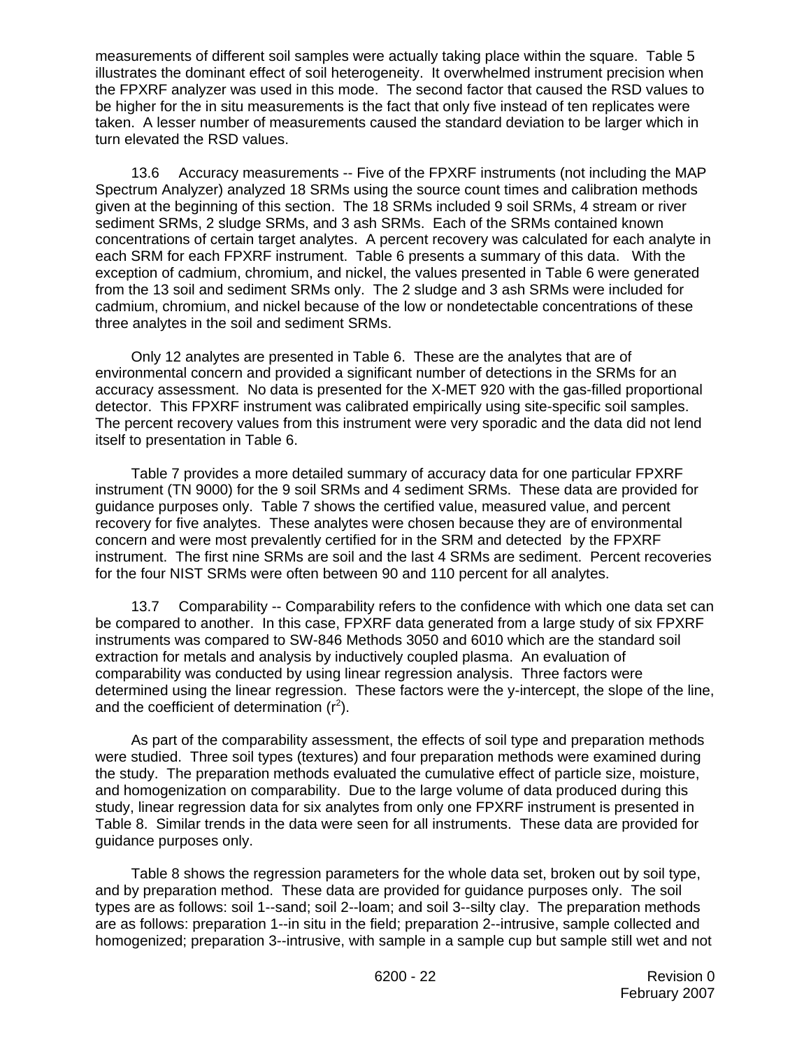measurements of different soil samples were actually taking place within the square. Table 5 illustrates the dominant effect of soil heterogeneity. It overwhelmed instrument precision when the FPXRF analyzer was used in this mode. The second factor that caused the RSD values to be higher for the in situ measurements is the fact that only five instead of ten replicates were taken. A lesser number of measurements caused the standard deviation to be larger which in turn elevated the RSD values.

13.6 Accuracy measurements -- Five of the FPXRF instruments (not including the MAP Spectrum Analyzer) analyzed 18 SRMs using the source count times and calibration methods given at the beginning of this section. The 18 SRMs included 9 soil SRMs, 4 stream or river sediment SRMs, 2 sludge SRMs, and 3 ash SRMs. Each of the SRMs contained known concentrations of certain target analytes. A percent recovery was calculated for each analyte in each SRM for each FPXRF instrument. Table 6 presents a summary of this data. With the exception of cadmium, chromium, and nickel, the values presented in Table 6 were generated from the 13 soil and sediment SRMs only. The 2 sludge and 3 ash SRMs were included for cadmium, chromium, and nickel because of the low or nondetectable concentrations of these three analytes in the soil and sediment SRMs.

Only 12 analytes are presented in Table 6. These are the analytes that are of environmental concern and provided a significant number of detections in the SRMs for an accuracy assessment. No data is presented for the X-MET 920 with the gas-filled proportional detector. This FPXRF instrument was calibrated empirically using site-specific soil samples. The percent recovery values from this instrument were very sporadic and the data did not lend itself to presentation in Table 6.

Table 7 provides a more detailed summary of accuracy data for one particular FPXRF instrument (TN 9000) for the 9 soil SRMs and 4 sediment SRMs. These data are provided for guidance purposes only. Table 7 shows the certified value, measured value, and percent recovery for five analytes. These analytes were chosen because they are of environmental concern and were most prevalently certified for in the SRM and detected by the FPXRF instrument. The first nine SRMs are soil and the last 4 SRMs are sediment. Percent recoveries for the four NIST SRMs were often between 90 and 110 percent for all analytes.

13.7 Comparability -- Comparability refers to the confidence with which one data set can be compared to another. In this case, FPXRF data generated from a large study of six FPXRF instruments was compared to SW-846 Methods 3050 and 6010 which are the standard soil extraction for metals and analysis by inductively coupled plasma. An evaluation of comparability was conducted by using linear regression analysis. Three factors were determined using the linear regression. These factors were the y-intercept, the slope of the line, and the coefficient of determination ($r^2$).

As part of the comparability assessment, the effects of soil type and preparation methods were studied. Three soil types (textures) and four preparation methods were examined during the study. The preparation methods evaluated the cumulative effect of particle size, moisture, and homogenization on comparability. Due to the large volume of data produced during this study, linear regression data for six analytes from only one FPXRF instrument is presented in Table 8. Similar trends in the data were seen for all instruments. These data are provided for guidance purposes only.

Table 8 shows the regression parameters for the whole data set, broken out by soil type, and by preparation method. These data are provided for guidance purposes only. The soil types are as follows: soil 1--sand; soil 2--loam; and soil 3--silty clay. The preparation methods are as follows: preparation 1--in situ in the field; preparation 2--intrusive, sample collected and homogenized; preparation 3--intrusive, with sample in a sample cup but sample still wet and not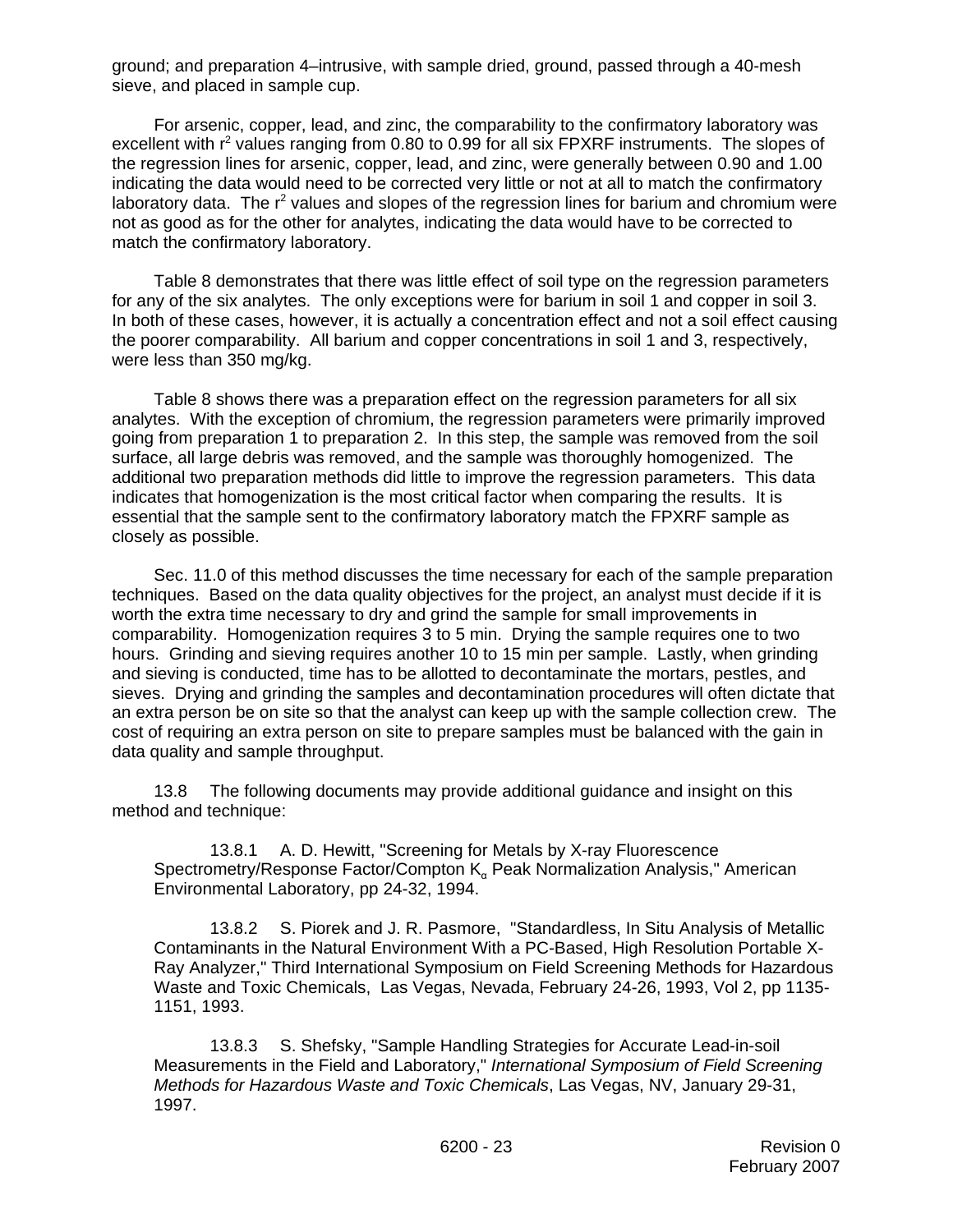ground; and preparation 4–intrusive, with sample dried, ground, passed through a 40-mesh sieve, and placed in sample cup.

For arsenic, copper, lead, and zinc, the comparability to the confirmatory laboratory was excellent with $r^2$ values ranging from 0.80 to 0.99 for all six FPXRF instruments. The slopes of the regression lines for arsenic, copper, lead, and zinc, were generally between 0.90 and 1.00 indicating the data would need to be corrected very little or not at all to match the confirmatory laboratory data. The $r^2$ values and slopes of the regression lines for barium and chromium were not as good as for the other for analytes, indicating the data would have to be corrected to match the confirmatory laboratory.

Table 8 demonstrates that there was little effect of soil type on the regression parameters for any of the six analytes. The only exceptions were for barium in soil 1 and copper in soil 3. In both of these cases, however, it is actually a concentration effect and not a soil effect causing the poorer comparability. All barium and copper concentrations in soil 1 and 3, respectively, were less than 350 mg/kg.

Table 8 shows there was a preparation effect on the regression parameters for all six analytes. With the exception of chromium, the regression parameters were primarily improved going from preparation 1 to preparation 2. In this step, the sample was removed from the soil surface, all large debris was removed, and the sample was thoroughly homogenized. The additional two preparation methods did little to improve the regression parameters. This data indicates that homogenization is the most critical factor when comparing the results. It is essential that the sample sent to the confirmatory laboratory match the FPXRF sample as closely as possible.

Sec. 11.0 of this method discusses the time necessary for each of the sample preparation techniques. Based on the data quality objectives for the project, an analyst must decide if it is worth the extra time necessary to dry and grind the sample for small improvements in comparability. Homogenization requires 3 to 5 min. Drying the sample requires one to two hours. Grinding and sieving requires another 10 to 15 min per sample. Lastly, when grinding and sieving is conducted, time has to be allotted to decontaminate the mortars, pestles, and sieves. Drying and grinding the samples and decontamination procedures will often dictate that an extra person be on site so that the analyst can keep up with the sample collection crew. The cost of requiring an extra person on site to prepare samples must be balanced with the gain in data quality and sample throughput.

13.8 The following documents may provide additional guidance and insight on this method and technique:

13.8.1 A. D. Hewitt, "Screening for Metals by X-ray Fluorescence Spectrometry/Response Factor/Compton $K_\alpha$ Peak Normalization Analysis," American Environmental Laboratory, pp 24-32, 1994.

13.8.2 S. Piorek and J. R. Pasmore, "Standardless, In Situ Analysis of Metallic Contaminants in the Natural Environment With a PC-Based, High Resolution Portable X-Ray Analyzer," Third International Symposium on Field Screening Methods for Hazardous Waste and Toxic Chemicals, Las Vegas, Nevada, February 24-26, 1993, Vol 2, pp 1135-1151, 1993.

13.8.3 S. Shefsky, "Sample Handling Strategies for Accurate Lead-in-soil Measurements in the Field and Laboratory," *International Symposium of Field Screening Methods for Hazardous Waste and Toxic Chemicals*, Las Vegas, NV, January 29-31, 1997.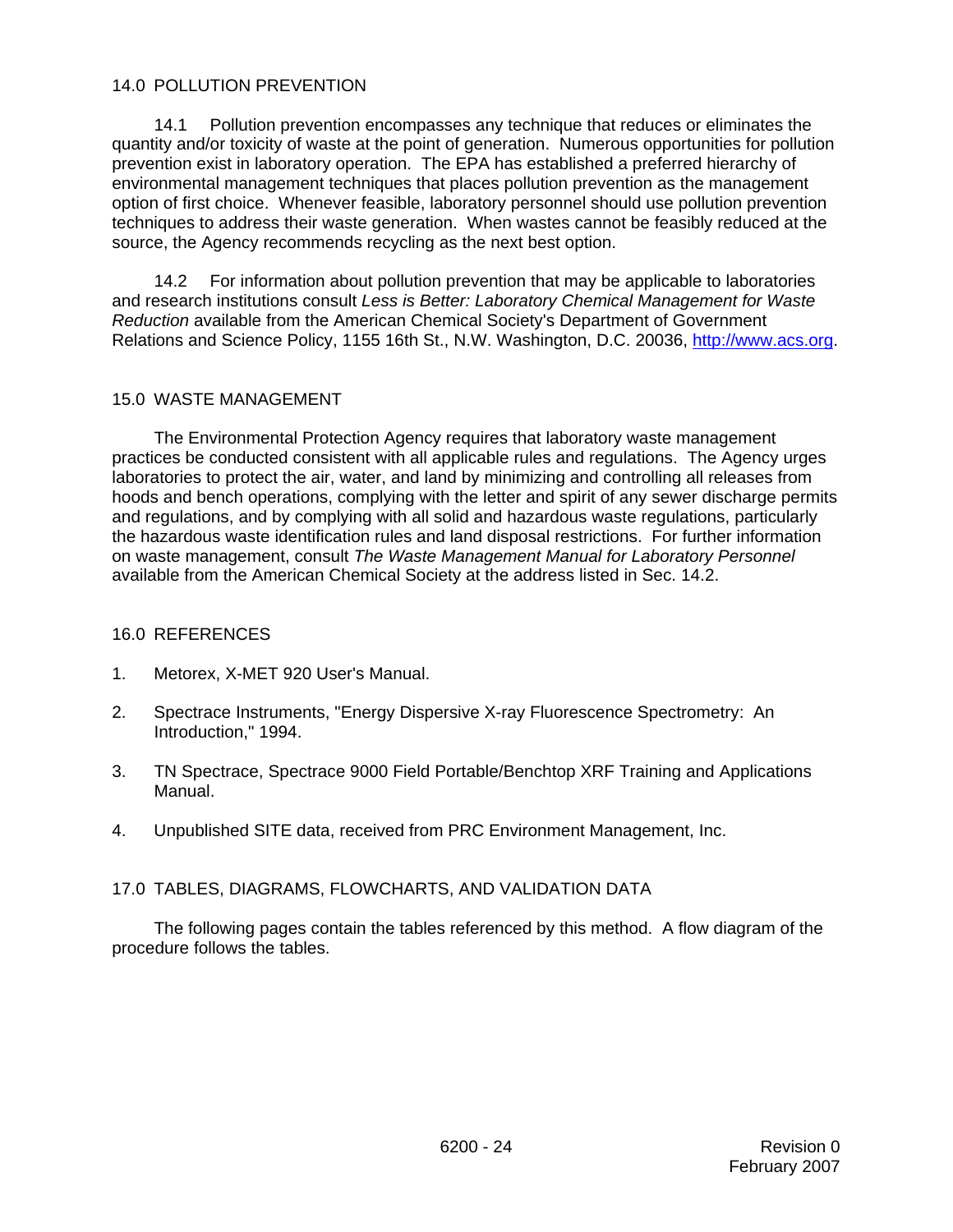## 14.0 POLLUTION PREVENTION

14.1 Pollution prevention encompasses any technique that reduces or eliminates the quantity and/or toxicity of waste at the point of generation. Numerous opportunities for pollution prevention exist in laboratory operation. The EPA has established a preferred hierarchy of environmental management techniques that places pollution prevention as the management option of first choice. Whenever feasible, laboratory personnel should use pollution prevention techniques to address their waste generation. When wastes cannot be feasibly reduced at the source, the Agency recommends recycling as the next best option.

14.2 For information about pollution prevention that may be applicable to laboratories and research institutions consult *Less is Better: Laboratory Chemical Management for Waste Reduction* available from the American Chemical Society's Department of Government Relations and Science Policy, 1155 16th St., N.W. Washington, D.C. 20036, http://www.acs.org.

## 15.0 WASTE MANAGEMENT

The Environmental Protection Agency requires that laboratory waste management practices be conducted consistent with all applicable rules and regulations. The Agency urges laboratories to protect the air, water, and land by minimizing and controlling all releases from hoods and bench operations, complying with the letter and spirit of any sewer discharge permits and regulations, and by complying with all solid and hazardous waste regulations, particularly the hazardous waste identification rules and land disposal restrictions. For further information on waste management, consult *The Waste Management Manual for Laboratory Personnel* available from the American Chemical Society at the address listed in Sec. 14.2.

## 16.0 REFERENCES

1. Metorex, X-MET 920 User's Manual.

2. Spectrace Instruments, "Energy Dispersive X-ray Fluorescence Spectrometry: An Introduction," 1994.

3. TN Spectrace, Spectrace 9000 Field Portable/Benchtop XRF Training and Applications Manual.

4. Unpublished SITE data, received from PRC Environment Management, Inc.

## 17.0 TABLES, DIAGRAMS, FLOWCHARTS, AND VALIDATION DATA

The following pages contain the tables referenced by this method. A flow diagram of the procedure follows the tables.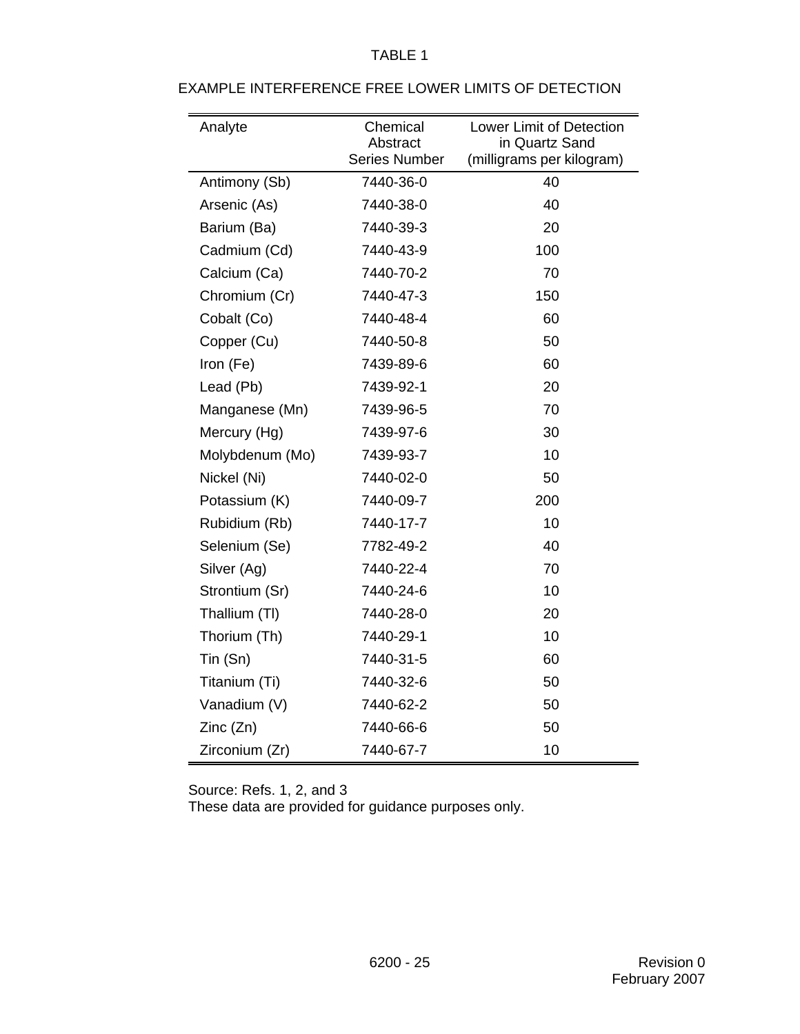TABLE 1

EXAMPLE INTERFERENCE FREE LOWER LIMITS OF DETECTION

| Analyte | Chemical Abstract Series Number | Lower Limit of Detection in Quartz Sand (milligrams per kilogram) |
|---|---|---|
| Antimony (Sb) | 7440-36-0 | 40 |
| Arsenic (As) | 7440-38-0 | 40 |
| Barium (Ba) | 7440-39-3 | 20 |
| Cadmium (Cd) | 7440-43-9 | 100 |
| Calcium (Ca) | 7440-70-2 | 70 |
| Chromium (Cr) | 7440-47-3 | 150 |
| Cobalt (Co) | 7440-48-4 | 60 |
| Copper (Cu) | 7440-50-8 | 50 |
| Iron (Fe) | 7439-89-6 | 60 |
| Lead (Pb) | 7439-92-1 | 20 |
| Manganese (Mn) | 7439-96-5 | 70 |
| Mercury (Hg) | 7439-97-6 | 30 |
| Molybdenum (Mo) | 7439-93-7 | 10 |
| Nickel (Ni) | 7440-02-0 | 50 |
| Potassium (K) | 7440-09-7 | 200 |
| Rubidium (Rb) | 7440-17-7 | 10 |
| Selenium (Se) | 7782-49-2 | 40 |
| Silver (Ag) | 7440-22-4 | 70 |
| Strontium (Sr) | 7440-24-6 | 10 |
| Thallium (Tl) | 7440-28-0 | 20 |
| Thorium (Th) | 7440-29-1 | 10 |
| Tin (Sn) | 7440-31-5 | 60 |
| Titanium (Ti) | 7440-32-6 | 50 |
| Vanadium (V) | 7440-62-2 | 50 |
| Zinc (Zn) | 7440-66-6 | 50 |
| Zirconium (Zr) | 7440-67-7 | 10 |

Source: Refs. 1, 2, and 3
These data are provided for guidance purposes only.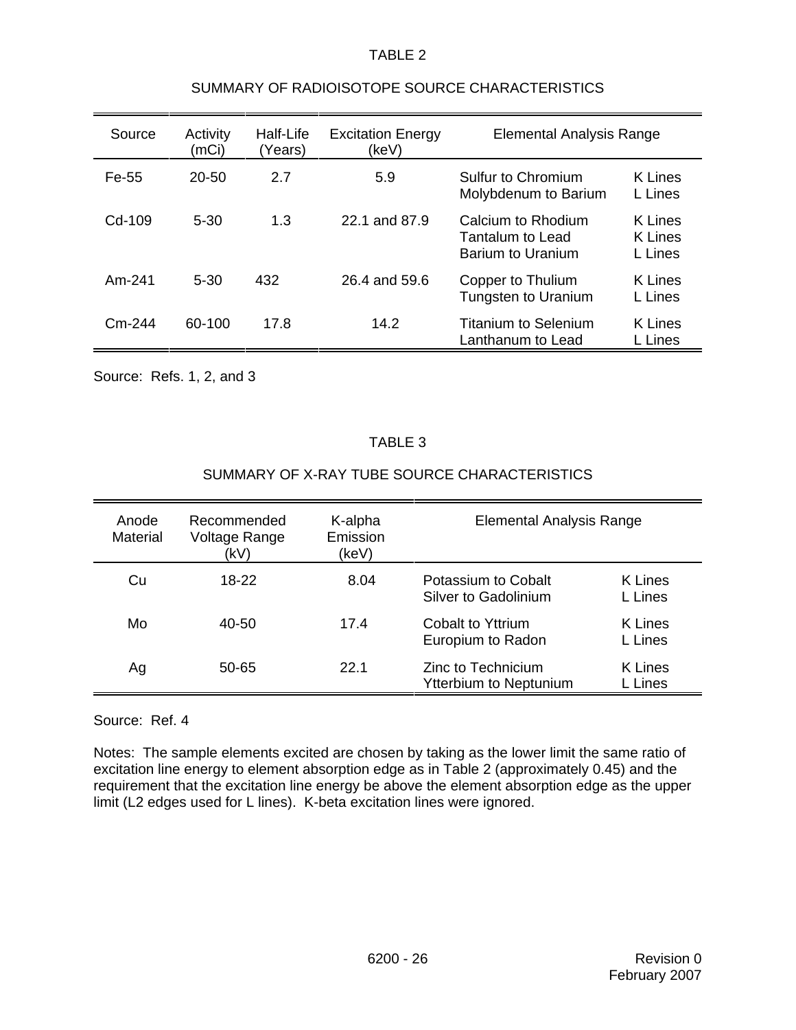TABLE 2

SUMMARY OF RADIOISOTOPE SOURCE CHARACTERISTICS

| Source | Activity (mCi) | Half-Life (Years) | Excitation Energy (keV) | Elemental Analysis Range | |
|---|---|---|---|---|---|
| Fe-55 | 20-50 | 2.7 | 5.9 | Sulfur to Chromium<br>Molybdenum to Barium | K Lines<br>L Lines |
| Cd-109 | 5-30 | 1.3 | 22.1 and 87.9 | Calcium to Rhodium<br>Tantalum to Lead<br>Barium to Uranium | K Lines<br>K Lines<br>L Lines |
| Am-241 | 5-30 | 432 | 26.4 and 59.6 | Copper to Thulium<br>Tungsten to Uranium | K Lines<br>L Lines |
| Cm-244 | 60-100 | 17.8 | 14.2 | Titanium to Selenium<br>Lanthanum to Lead | K Lines<br>L Lines |

Source: Refs. 1, 2, and 3

TABLE 3

SUMMARY OF X-RAY TUBE SOURCE CHARACTERISTICS

| Anode Material | Recommended Voltage Range (kV) | K-alpha Emission (keV) | Elemental Analysis Range | |
|---|---|---|---|---|
| Cu | 18-22 | 8.04 | Potassium to Cobalt<br>Silver to Gadolinium | K Lines<br>L Lines |
| Mo | 40-50 | 17.4 | Cobalt to Yttrium<br>Europium to Radon | K Lines<br>L Lines |
| Ag | 50-65 | 22.1 | Zinc to Technicium<br>Ytterbium to Neptunium | K Lines<br>L Lines |

Source: Ref. 4

Notes: The sample elements excited are chosen by taking as the lower limit the same ratio of excitation line energy to element absorption edge as in Table 2 (approximately 0.45) and the requirement that the excitation line energy be above the element absorption edge as the upper limit (L2 edges used for L lines). K-beta excitation lines were ignored.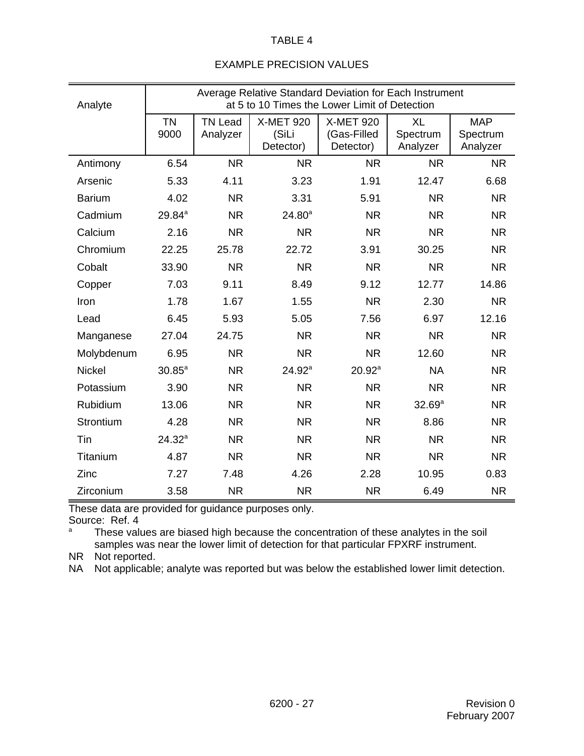TABLE 4

EXAMPLE PRECISION VALUES

| Analyte | Average Relative Standard Deviation for Each Instrument at 5 to 10 Times the Lower Limit of Detection | | | | | |
|---|---|---|---|---|---|---|
| | TN 9000 | TN Lead Analyzer | X-MET 920 (SiLi Detector) | X-MET 920 (Gas-Filled Detector) | XL Spectrum Analyzer | MAP Spectrum Analyzer |
| Antimony | 6.54 | NR | NR | NR | NR | NR |
| Arsenic | 5.33 | 4.11 | 3.23 | 1.91 | 12.47 | 6.68 |
| Barium | 4.02 | NR | 3.31 | 5.91 | NR | NR |
| Cadmium | 29.84[a] | NR | 24.80[a] | NR | NR | NR |
| Calcium | 2.16 | NR | NR | NR | NR | NR |
| Chromium | 22.25 | 25.78 | 22.72 | 3.91 | 30.25 | NR |
| Cobalt | 33.90 | NR | NR | NR | NR | NR |
| Copper | 7.03 | 9.11 | 8.49 | 9.12 | 12.77 | 14.86 |
| Iron | 1.78 | 1.67 | 1.55 | NR | 2.30 | NR |
| Lead | 6.45 | 5.93 | 5.05 | 7.56 | 6.97 | 12.16 |
| Manganese | 27.04 | 24.75 | NR | NR | NR | NR |
| Molybdenum | 6.95 | NR | NR | NR | 12.60 | NR |
| Nickel | 30.85[a] | NR | 24.92[a] | 20.92[a] | NA | NR |
| Potassium | 3.90 | NR | NR | NR | NR | NR |
| Rubidium | 13.06 | NR | NR | NR | 32.69[a] | NR |
| Strontium | 4.28 | NR | NR | NR | 8.86 | NR |
| Tin | 24.32[a] | NR | NR | NR | NR | NR |
| Titanium | 4.87 | NR | NR | NR | NR | NR |
| Zinc | 7.27 | 7.48 | 4.26 | 2.28 | 10.95 | 0.83 |
| Zirconium | 3.58 | NR | NR | NR | 6.49 | NR |

These data are provided for guidance purposes only.

Source: Ref. 4

[a] These values are biased high because the concentration of these analytes in the soil samples was near the lower limit of detection for that particular FPXRF instrument.

NR Not reported.

NA Not applicable; analyte was reported but was below the established lower limit detection.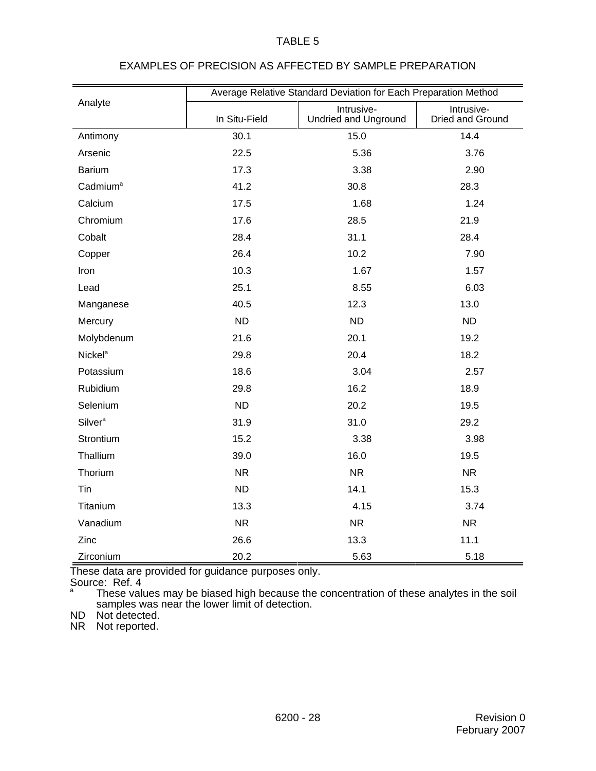TABLE 5

EXAMPLES OF PRECISION AS AFFECTED BY SAMPLE PREPARATION

| Analyte | Average Relative Standard Deviation for Each Preparation Method | | |
|---|---|---|---|
| | In Situ-Field | Intrusive- Undried and Unground | Intrusive- Dried and Ground |
| Antimony | 30.1 | 15.0 | 14.4 |
| Arsenic | 22.5 | 5.36 | 3.76 |
| Barium | 17.3 | 3.38 | 2.90 |
| Cadmium[a] | 41.2 | 30.8 | 28.3 |
| Calcium | 17.5 | 1.68 | 1.24 |
| Chromium | 17.6 | 28.5 | 21.9 |
| Cobalt | 28.4 | 31.1 | 28.4 |
| Copper | 26.4 | 10.2 | 7.90 |
| Iron | 10.3 | 1.67 | 1.57 |
| Lead | 25.1 | 8.55 | 6.03 |
| Manganese | 40.5 | 12.3 | 13.0 |
| Mercury | ND | ND | ND |
| Molybdenum | 21.6 | 20.1 | 19.2 |
| Nickel[a] | 29.8 | 20.4 | 18.2 |
| Potassium | 18.6 | 3.04 | 2.57 |
| Rubidium | 29.8 | 16.2 | 18.9 |
| Selenium | ND | 20.2 | 19.5 |
| Silver[a] | 31.9 | 31.0 | 29.2 |
| Strontium | 15.2 | 3.38 | 3.98 |
| Thallium | 39.0 | 16.0 | 19.5 |
| Thorium | NR | NR | NR |
| Tin | ND | 14.1 | 15.3 |
| Titanium | 13.3 | 4.15 | 3.74 |
| Vanadium | NR | NR | NR |
| Zinc | 26.6 | 13.3 | 11.1 |
| Zirconium | 20.2 | 5.63 | 5.18 |

These data are provided for guidance purposes only.

Source: Ref. 4

[a] These values may be biased high because the concentration of these analytes in the soil samples was near the lower limit of detection.

ND Not detected.

NR Not reported.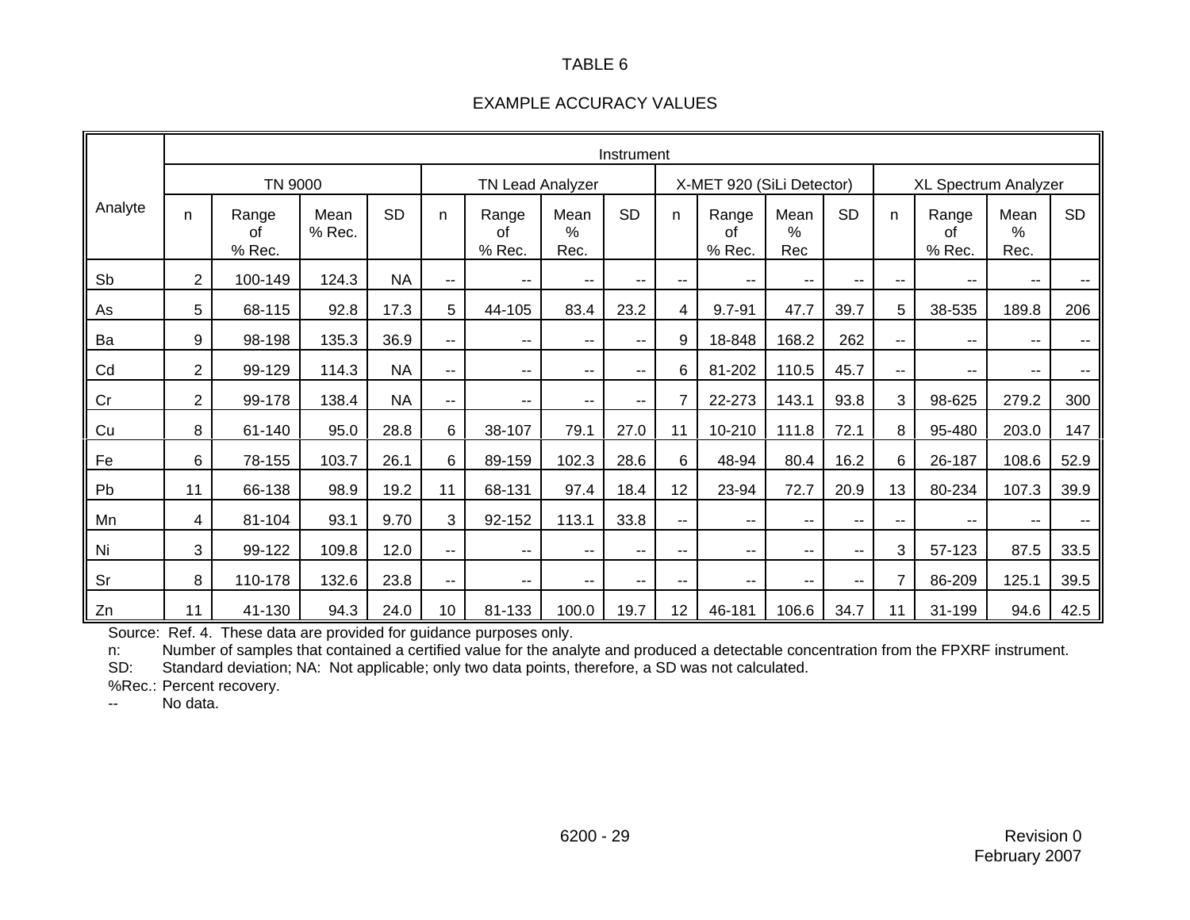TABLE 6

EXAMPLE ACCURACY VALUES

| Analyte | Instrument | | | | | | | | | | | | | | | |
|---|---|---|---|---|---|---|---|---|---|---|---|---|---|---|---|---|
| | TN 9000 | | | | TN Lead Analyzer | | | | X-MET 920 (SiLi Detector) | | | | XL Spectrum Analyzer | | | |
| | n | Range of % Rec. | Mean % Rec. | SD | n | Range of % Rec. | Mean % Rec. | SD | n | Range of % Rec. | Mean % Rec | SD | n | Range of % Rec. | Mean % Rec. | SD |
| Sb | 2 | 100-149 | 124.3 | NA | -- | -- | -- | -- | -- | -- | -- | -- | -- | -- | -- | -- |
| As | 5 | 68-115 | 92.8 | 17.3 | 5 | 44-105 | 83.4 | 23.2 | 4 | 9.7-91 | 47.7 | 39.7 | 5 | 38-535 | 189.8 | 206 |
| Ba | 9 | 98-198 | 135.3 | 36.9 | -- | -- | -- | -- | 9 | 18-848 | 168.2 | 262 | -- | -- | -- | -- |
| Cd | 2 | 99-129 | 114.3 | NA | -- | -- | -- | -- | 6 | 81-202 | 110.5 | 45.7 | -- | -- | -- | -- |
| Cr | 2 | 99-178 | 138.4 | NA | -- | -- | -- | -- | 7 | 22-273 | 143.1 | 93.8 | 3 | 98-625 | 279.2 | 300 |
| Cu | 8 | 61-140 | 95.0 | 28.8 | 6 | 38-107 | 79.1 | 27.0 | 11 | 10-210 | 111.8 | 72.1 | 8 | 95-480 | 203.0 | 147 |
| Fe | 6 | 78-155 | 103.7 | 26.1 | 6 | 89-159 | 102.3 | 28.6 | 6 | 48-94 | 80.4 | 16.2 | 6 | 26-187 | 108.6 | 52.9 |
| Pb | 11 | 66-138 | 98.9 | 19.2 | 11 | 68-131 | 97.4 | 18.4 | 12 | 23-94 | 72.7 | 20.9 | 13 | 80-234 | 107.3 | 39.9 |
| Mn | 4 | 81-104 | 93.1 | 9.70 | 3 | 92-152 | 113.1 | 33.8 | -- | -- | -- | -- | -- | -- | -- | -- |
| Ni | 3 | 99-122 | 109.8 | 12.0 | -- | -- | -- | -- | -- | -- | -- | -- | 3 | 57-123 | 87.5 | 33.5 |
| Sr | 8 | 110-178 | 132.6 | 23.8 | -- | -- | -- | -- | -- | -- | -- | -- | 7 | 86-209 | 125.1 | 39.5 |
| Zn | 11 | 41-130 | 94.3 | 24.0 | 10 | 81-133 | 100.0 | 19.7 | 12 | 46-181 | 106.6 | 34.7 | 11 | 31-199 | 94.6 | 42.5 |

Source: Ref. 4. These data are provided for guidance purposes only.

n: Number of samples that contained a certified value for the analyte and produced a detectable concentration from the FPXRF instrument.

SD: Standard deviation; NA: Not applicable; only two data points, therefore, a SD was not calculated.

%Rec.: Percent recovery.

-- No data.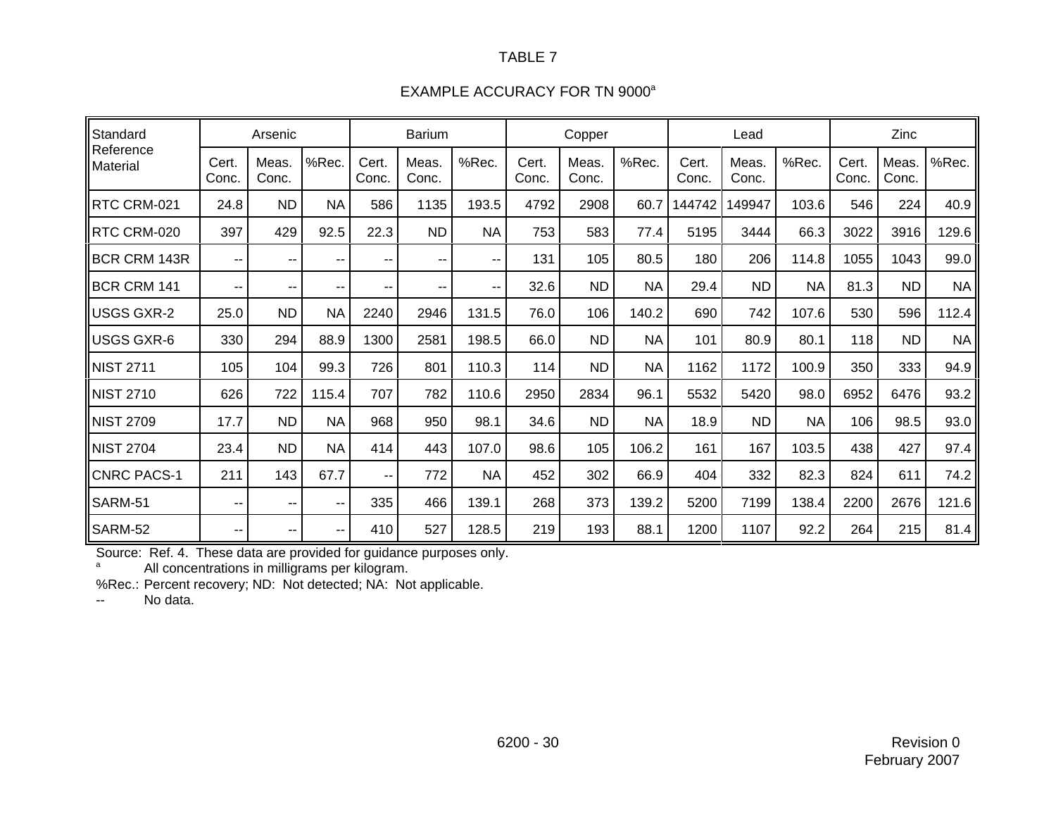TABLE 7

EXAMPLE ACCURACY FOR TN 9000[a]

| Standard Reference Material | Arsenic | | | Barium | | | Copper | | | Lead | | | Zinc | | |
|---|---|---|---|---|---|---|---|---|---|---|---|---|---|---|---|
| | Cert. Conc. | Meas. Conc. | %Rec. | Cert. Conc. | Meas. Conc. | %Rec. | Cert. Conc. | Meas. Conc. | %Rec. | Cert. Conc. | Meas. Conc. | %Rec. | Cert. Conc. | Meas. Conc. | %Rec. |
| RTC CRM-021 | 24.8 | ND | NA | 586 | 1135 | 193.5 | 4792 | 2908 | 60.7 | 144742 | 149947 | 103.6 | 546 | 224 | 40.9 |
| RTC CRM-020 | 397 | 429 | 92.5 | 22.3 | ND | NA | 753 | 583 | 77.4 | 5195 | 3444 | 66.3 | 3022 | 3916 | 129.6 |
| BCR CRM 143R | -- | -- | -- | -- | -- | -- | 131 | 105 | 80.5 | 180 | 206 | 114.8 | 1055 | 1043 | 99.0 |
| BCR CRM 141 | -- | -- | -- | -- | -- | -- | 32.6 | ND | NA | 29.4 | ND | NA | 81.3 | ND | NA |
| USGS GXR-2 | 25.0 | ND | NA | 2240 | 2946 | 131.5 | 76.0 | 106 | 140.2 | 690 | 742 | 107.6 | 530 | 596 | 112.4 |
| USGS GXR-6 | 330 | 294 | 88.9 | 1300 | 2581 | 198.5 | 66.0 | ND | NA | 101 | 80.9 | 80.1 | 118 | ND | NA |
| NIST 2711 | 105 | 104 | 99.3 | 726 | 801 | 110.3 | 114 | ND | NA | 1162 | 1172 | 100.9 | 350 | 333 | 94.9 |
| NIST 2710 | 626 | 722 | 115.4 | 707 | 782 | 110.6 | 2950 | 2834 | 96.1 | 5532 | 5420 | 98.0 | 6952 | 6476 | 93.2 |
| NIST 2709 | 17.7 | ND | NA | 968 | 950 | 98.1 | 34.6 | ND | NA | 18.9 | ND | NA | 106 | 98.5 | 93.0 |
| NIST 2704 | 23.4 | ND | NA | 414 | 443 | 107.0 | 98.6 | 105 | 106.2 | 161 | 167 | 103.5 | 438 | 427 | 97.4 |
| CNRC PACS-1 | 211 | 143 | 67.7 | -- | 772 | NA | 452 | 302 | 66.9 | 404 | 332 | 82.3 | 824 | 611 | 74.2 |
| SARM-51 | -- | -- | -- | 335 | 466 | 139.1 | 268 | 373 | 139.2 | 5200 | 7199 | 138.4 | 2200 | 2676 | 121.6 |
| SARM-52 | -- | -- | -- | 410 | 527 | 128.5 | 219 | 193 | 88.1 | 1200 | 1107 | 92.2 | 264 | 215 | 81.4 |

Source: Ref. 4. These data are provided for guidance purposes only.

[a] All concentrations in milligrams per kilogram.

%Rec.: Percent recovery; ND: Not detected; NA: Not applicable.

-- No data.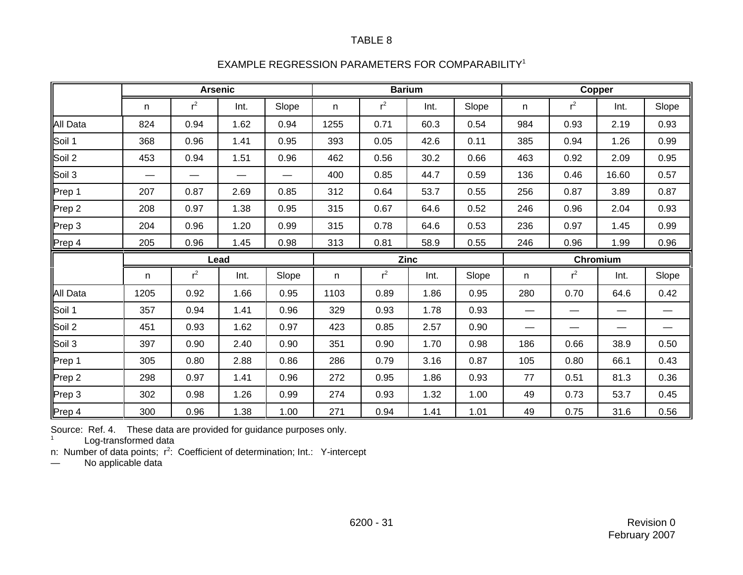TABLE 8

EXAMPLE REGRESSION PARAMETERS FOR COMPARABILITY[1]

| | Arsenic | | | | Barium | | | | Copper | | | |
|---|---|---|---|---|---|---|---|---|---|---|---|---|
| | n | $r^2$ | Int. | Slope | n | $r^2$ | Int. | Slope | n | $r^2$ | Int. | Slope |
| All Data | 824 | 0.94 | 1.62 | 0.94 | 1255 | 0.71 | 60.3 | 0.54 | 984 | 0.93 | 2.19 | 0.93 |
| Soil 1 | 368 | 0.96 | 1.41 | 0.95 | 393 | 0.05 | 42.6 | 0.11 | 385 | 0.94 | 1.26 | 0.99 |
| Soil 2 | 453 | 0.94 | 1.51 | 0.96 | 462 | 0.56 | 30.2 | 0.66 | 463 | 0.92 | 2.09 | 0.95 |
| Soil 3 | — | — | — | — | 400 | 0.85 | 44.7 | 0.59 | 136 | 0.46 | 16.60 | 0.57 |
| Prep 1 | 207 | 0.87 | 2.69 | 0.85 | 312 | 0.64 | 53.7 | 0.55 | 256 | 0.87 | 3.89 | 0.87 |
| Prep 2 | 208 | 0.97 | 1.38 | 0.95 | 315 | 0.67 | 64.6 | 0.52 | 246 | 0.96 | 2.04 | 0.93 |
| Prep 3 | 204 | 0.96 | 1.20 | 0.99 | 315 | 0.78 | 64.6 | 0.53 | 236 | 0.97 | 1.45 | 0.99 |
| Prep 4 | 205 | 0.96 | 1.45 | 0.98 | 313 | 0.81 | 58.9 | 0.55 | 246 | 0.96 | 1.99 | 0.96 |
| | **Lead** | | | | **Zinc** | | | | **Chromium** | | | |
| | n | $r^2$ | Int. | Slope | n | $r^2$ | Int. | Slope | n | $r^2$ | Int. | Slope |
| All Data | 1205 | 0.92 | 1.66 | 0.95 | 1103 | 0.89 | 1.86 | 0.95 | 280 | 0.70 | 64.6 | 0.42 |
| Soil 1 | 357 | 0.94 | 1.41 | 0.96 | 329 | 0.93 | 1.78 | 0.93 | — | — | — | — |
| Soil 2 | 451 | 0.93 | 1.62 | 0.97 | 423 | 0.85 | 2.57 | 0.90 | — | — | — | — |
| Soil 3 | 397 | 0.90 | 2.40 | 0.90 | 351 | 0.90 | 1.70 | 0.98 | 186 | 0.66 | 38.9 | 0.50 |
| Prep 1 | 305 | 0.80 | 2.88 | 0.86 | 286 | 0.79 | 3.16 | 0.87 | 105 | 0.80 | 66.1 | 0.43 |
| Prep 2 | 298 | 0.97 | 1.41 | 0.96 | 272 | 0.95 | 1.86 | 0.93 | 77 | 0.51 | 81.3 | 0.36 |
| Prep 3 | 302 | 0.98 | 1.26 | 0.99 | 274 | 0.93 | 1.32 | 1.00 | 49 | 0.73 | 53.7 | 0.45 |
| Prep 4 | 300 | 0.96 | 1.38 | 1.00 | 271 | 0.94 | 1.41 | 1.01 | 49 | 0.75 | 31.6 | 0.56 |

Source: Ref. 4. These data are provided for guidance purposes only.

[1] Log-transformed data

n: Number of data points; $r^2$: Coefficient of determination; Int.: Y-intercept

— No applicable data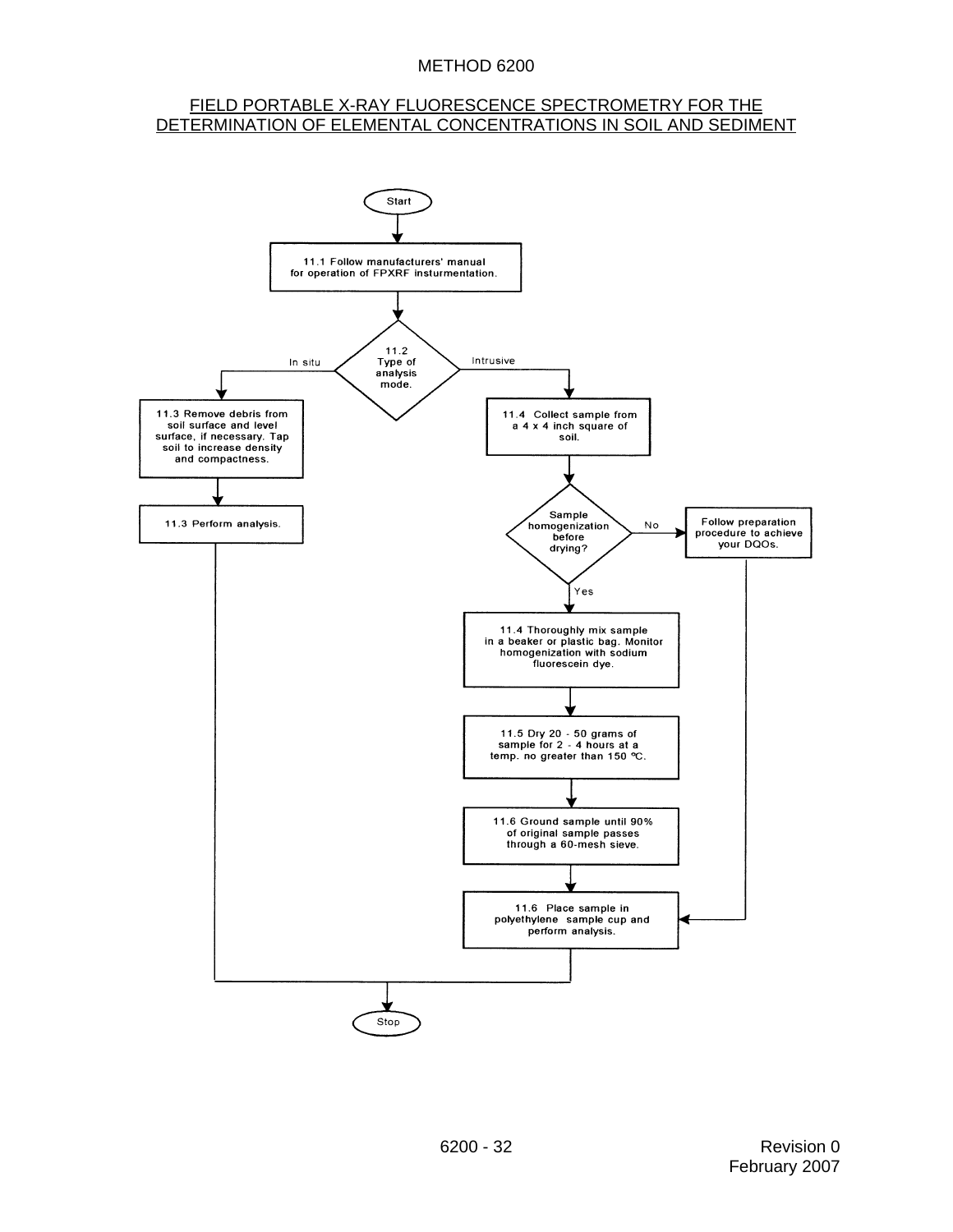METHOD 6200

FIELD PORTABLE X-RAY FLUORESCENCE SPECTROMETRY FOR THE DETERMINATION OF ELEMENTAL CONCENTRATIONS IN SOIL AND SEDIMENT

Start

11.1 Follow manufacturers' manual for operation of FPXRF insturmentation.

11.2 Type of analysis mode.

In situ

Intrusive

11.3 Remove debris from soil surface and level surface, if necessary. Tap soil to increase density and compactness.

11.3 Perform analysis.

11.4 Collect sample from a 4 x 4 inch square of soil.

Sample homogenization before drying?

No

Follow preparation procedure to achieve your DQOs.

Yes

11.4 Thoroughly mix sample in a beaker or plastic bag. Monitor homogenization with sodium fluorescein dye.

11.5 Dry 20 - 50 grams of sample for 2 - 4 hours at a temp. no greater than 150 °C.

11.6 Ground sample until 90% of original sample passes through a 60-mesh sieve.

11.6 Place sample in polyethylene sample cup and perform analysis.

Stop

Revision 0
February 2007